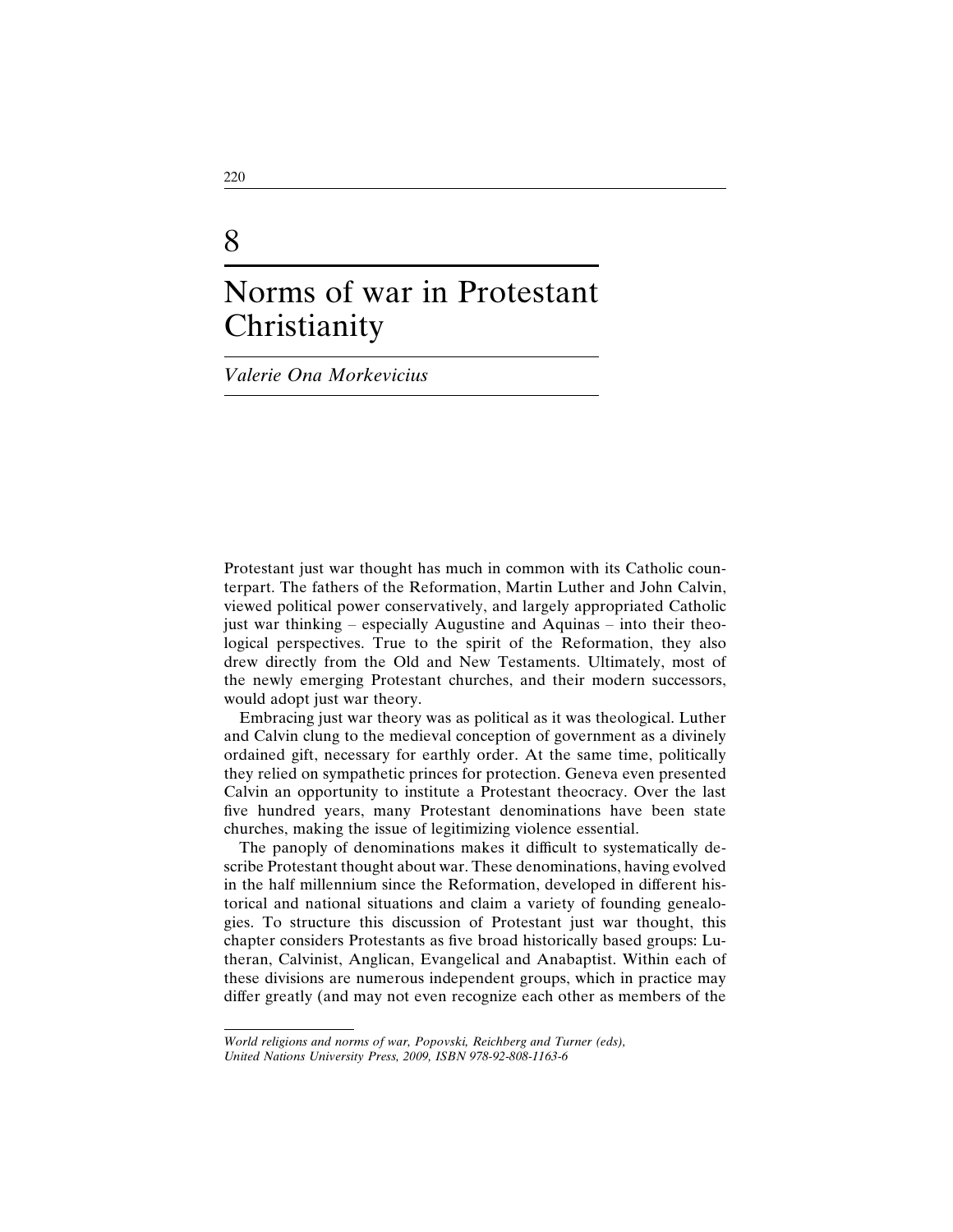# 8

# Norms of war in Protestant Christianity

*Valerie Ona Morkevicius*

Protestant just war thought has much in common with its Catholic counterpart. The fathers of the Reformation, Martin Luther and John Calvin, viewed political power conservatively, and largely appropriated Catholic just war thinking – especially Augustine and Aquinas – into their theological perspectives. True to the spirit of the Reformation, they also drew directly from the Old and New Testaments. Ultimately, most of the newly emerging Protestant churches, and their modern successors, would adopt just war theory.

Embracing just war theory was as political as it was theological. Luther and Calvin clung to the medieval conception of government as a divinely ordained gift, necessary for earthly order. At the same time, politically they relied on sympathetic princes for protection. Geneva even presented Calvin an opportunity to institute a Protestant theocracy. Over the last five hundred years, many Protestant denominations have been state churches, making the issue of legitimizing violence essential.

The panoply of denominations makes it difficult to systematically describe Protestant thought about war. These denominations, having evolved in the half millennium since the Reformation, developed in different historical and national situations and claim a variety of founding genealogies. To structure this discussion of Protestant just war thought, this chapter considers Protestants as five broad historically based groups: Lutheran, Calvinist, Anglican, Evangelical and Anabaptist. Within each of these divisions are numerous independent groups, which in practice may differ greatly (and may not even recognize each other as members of the

*World religions and norms of war, Popovski, Reichberg and Turner (eds), United Nations University Press, 2009, ISBN 978-92-808-1163-6*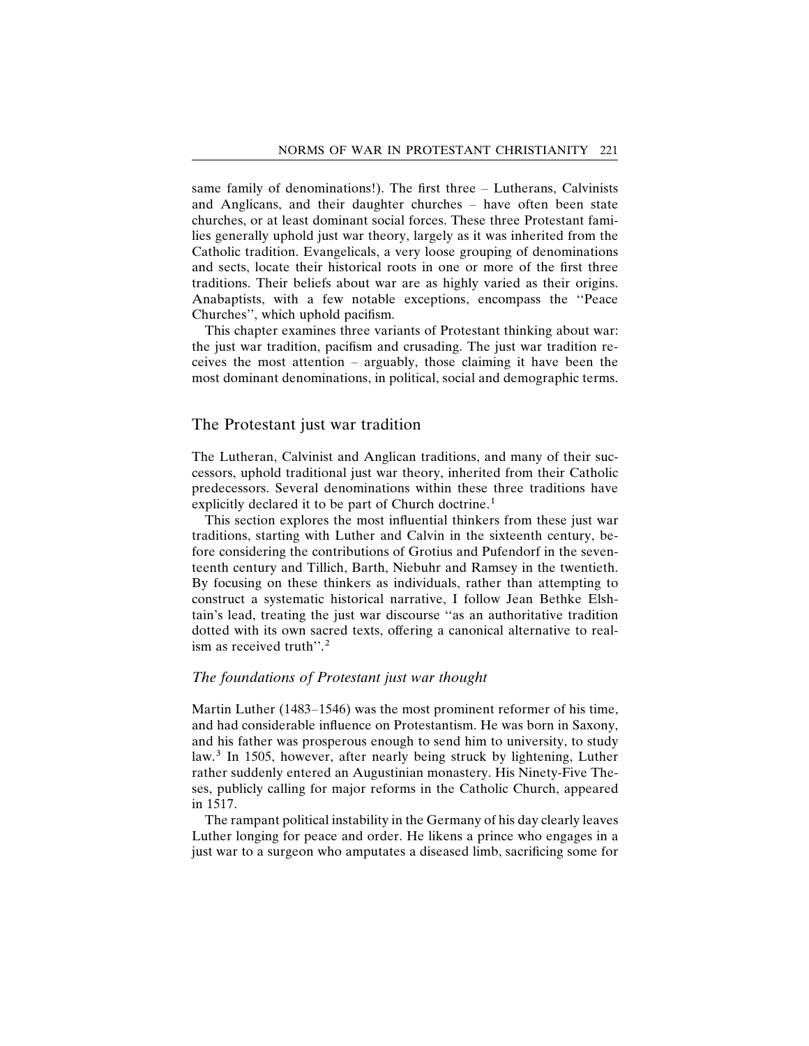same family of denominations!). The first three – Lutherans, Calvinists and Anglicans, and their daughter churches – have often been state churches, or at least dominant social forces. These three Protestant families generally uphold just war theory, largely as it was inherited from the Catholic tradition. Evangelicals, a very loose grouping of denominations and sects, locate their historical roots in one or more of the first three traditions. Their beliefs about war are as highly varied as their origins. Anabaptists, with a few notable exceptions, encompass the ''Peace Churches'', which uphold pacifism.

This chapter examines three variants of Protestant thinking about war: the just war tradition, pacifism and crusading. The just war tradition receives the most attention – arguably, those claiming it have been the most dominant denominations, in political, social and demographic terms.

## The Protestant just war tradition

The Lutheran, Calvinist and Anglican traditions, and many of their successors, uphold traditional just war theory, inherited from their Catholic predecessors. Several denominations within these three traditions have explicitly declared it to be part of Church doctrine.[1]

This section explores the most influential thinkers from these just war traditions, starting with Luther and Calvin in the sixteenth century, before considering the contributions of Grotius and Pufendorf in the seventeenth century and Tillich, Barth, Niebuhr and Ramsey in the twentieth. By focusing on these thinkers as individuals, rather than attempting to construct a systematic historical narrative, I follow Jean Bethke Elshtain's lead, treating the just war discourse ''as an authoritative tradition dotted with its own sacred texts, offering a canonical alternative to realism as received truth''.[2]

### *The foundations of Protestant just war thought*

Martin Luther (1483–1546) was the most prominent reformer of his time, and had considerable influence on Protestantism. He was born in Saxony, and his father was prosperous enough to send him to university, to study law.[3] In 1505, however, after nearly being struck by lightening, Luther rather suddenly entered an Augustinian monastery. His Ninety-Five Theses, publicly calling for major reforms in the Catholic Church, appeared in 1517.

The rampant political instability in the Germany of his day clearly leaves Luther longing for peace and order. He likens a prince who engages in a just war to a surgeon who amputates a diseased limb, sacrificing some for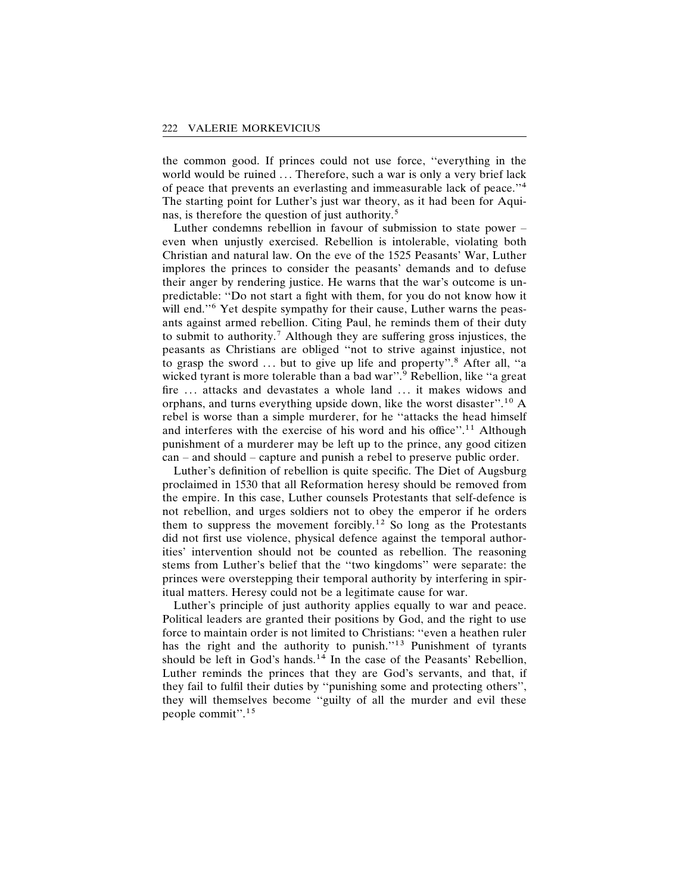the common good. If princes could not use force, "everything in the world would be ruined … Therefore, such a war is only a very brief lack of peace that prevents an everlasting and immeasurable lack of peace."[4] The starting point for Luther's just war theory, as it had been for Aquinas, is therefore the question of just authority.[5]

Luther condemns rebellion in favour of submission to state power – even when unjustly exercised. Rebellion is intolerable, violating both Christian and natural law. On the eve of the 1525 Peasants' War, Luther implores the princes to consider the peasants' demands and to defuse their anger by rendering justice. He warns that the war's outcome is unpredictable: "Do not start a fight with them, for you do not know how it will end."[6] Yet despite sympathy for their cause, Luther warns the peasants against armed rebellion. Citing Paul, he reminds them of their duty to submit to authority.[7] Although they are suffering gross injustices, the peasants as Christians are obliged "not to strive against injustice, not to grasp the sword … but to give up life and property".[8] After all, "a wicked tyrant is more tolerable than a bad war".[9] Rebellion, like "a great fire … attacks and devastates a whole land … it makes widows and orphans, and turns everything upside down, like the worst disaster".[10] A rebel is worse than a simple murderer, for he "attacks the head himself and interferes with the exercise of his word and his office".[11] Although punishment of a murderer may be left up to the prince, any good citizen can – and should – capture and punish a rebel to preserve public order.

Luther's definition of rebellion is quite specific. The Diet of Augsburg proclaimed in 1530 that all Reformation heresy should be removed from the empire. In this case, Luther counsels Protestants that self-defence is not rebellion, and urges soldiers not to obey the emperor if he orders them to suppress the movement forcibly.[12] So long as the Protestants did not first use violence, physical defence against the temporal authorities' intervention should not be counted as rebellion. The reasoning stems from Luther's belief that the "two kingdoms" were separate: the princes were overstepping their temporal authority by interfering in spiritual matters. Heresy could not be a legitimate cause for war.

Luther's principle of just authority applies equally to war and peace. Political leaders are granted their positions by God, and the right to use force to maintain order is not limited to Christians: "even a heathen ruler has the right and the authority to punish."[13] Punishment of tyrants should be left in God's hands.[14] In the case of the Peasants' Rebellion, Luther reminds the princes that they are God's servants, and that, if they fail to fulfil their duties by "punishing some and protecting others", they will themselves become "guilty of all the murder and evil these people commit".[15]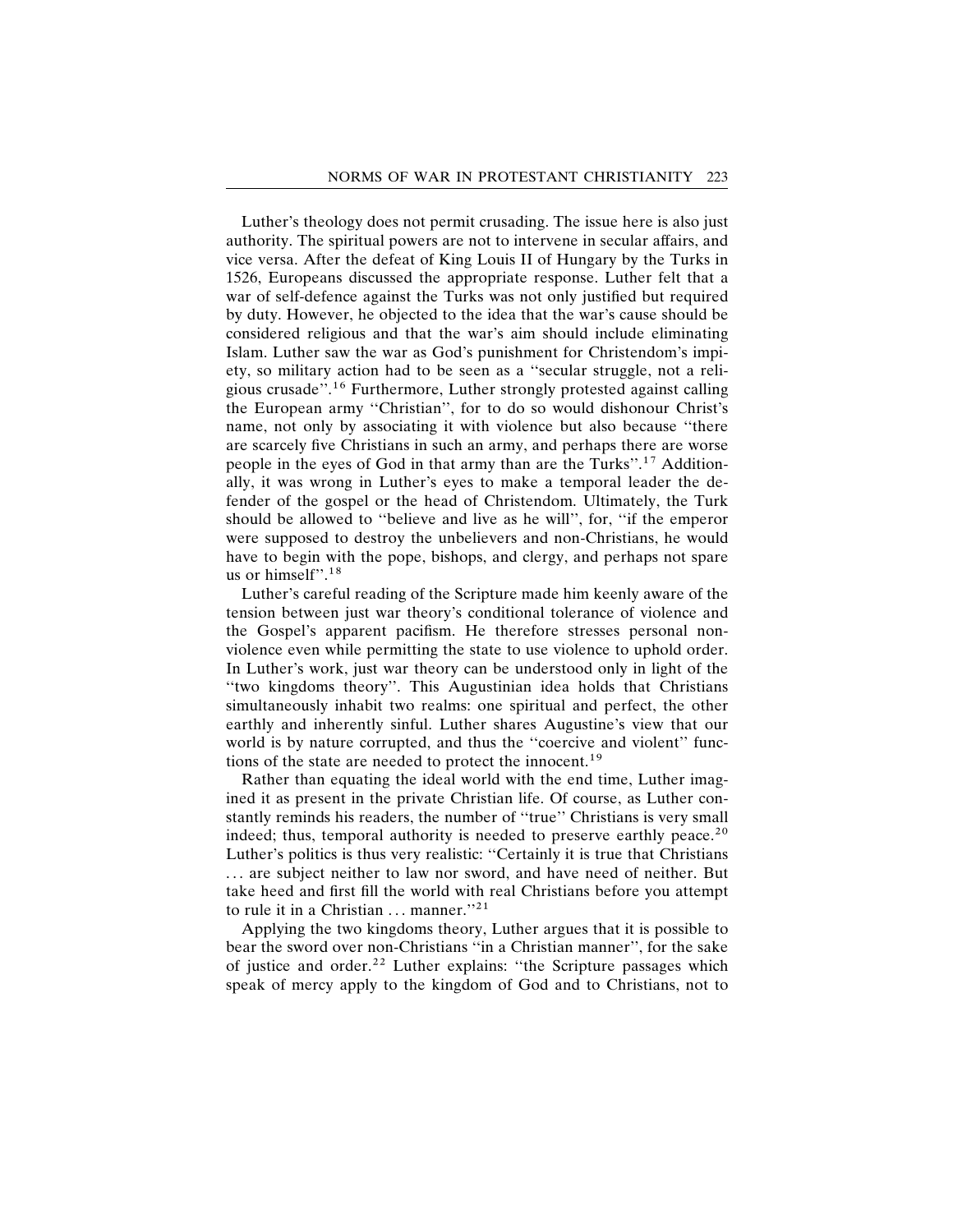Luther's theology does not permit crusading. The issue here is also just authority. The spiritual powers are not to intervene in secular affairs, and vice versa. After the defeat of King Louis II of Hungary by the Turks in 1526, Europeans discussed the appropriate response. Luther felt that a war of self-defence against the Turks was not only justified but required by duty. However, he objected to the idea that the war's cause should be considered religious and that the war's aim should include eliminating Islam. Luther saw the war as God's punishment for Christendom's impiety, so military action had to be seen as a ''secular struggle, not a religious crusade''.[16] Furthermore, Luther strongly protested against calling the European army ''Christian'', for to do so would dishonour Christ's name, not only by associating it with violence but also because ''there are scarcely five Christians in such an army, and perhaps there are worse people in the eyes of God in that army than are the Turks''.[17] Additionally, it was wrong in Luther's eyes to make a temporal leader the defender of the gospel or the head of Christendom. Ultimately, the Turk should be allowed to ''believe and live as he will'', for, ''if the emperor were supposed to destroy the unbelievers and non-Christians, he would have to begin with the pope, bishops, and clergy, and perhaps not spare us or himself''.[18]

Luther's careful reading of the Scripture made him keenly aware of the tension between just war theory's conditional tolerance of violence and the Gospel's apparent pacifism. He therefore stresses personal non-violence even while permitting the state to use violence to uphold order. In Luther's work, just war theory can be understood only in light of the ''two kingdoms theory''. This Augustinian idea holds that Christians simultaneously inhabit two realms: one spiritual and perfect, the other earthly and inherently sinful. Luther shares Augustine's view that our world is by nature corrupted, and thus the ''coercive and violent'' functions of the state are needed to protect the innocent.[19]

Rather than equating the ideal world with the end time, Luther imagined it as present in the private Christian life. Of course, as Luther constantly reminds his readers, the number of ''true'' Christians is very small indeed; thus, temporal authority is needed to preserve earthly peace.[20] Luther's politics is thus very realistic: ''Certainly it is true that Christians . . . are subject neither to law nor sword, and have need of neither. But take heed and first fill the world with real Christians before you attempt to rule it in a Christian . . . manner.''[21]

Applying the two kingdoms theory, Luther argues that it is possible to bear the sword over non-Christians ''in a Christian manner'', for the sake of justice and order.[22] Luther explains: ''the Scripture passages which speak of mercy apply to the kingdom of God and to Christians, not to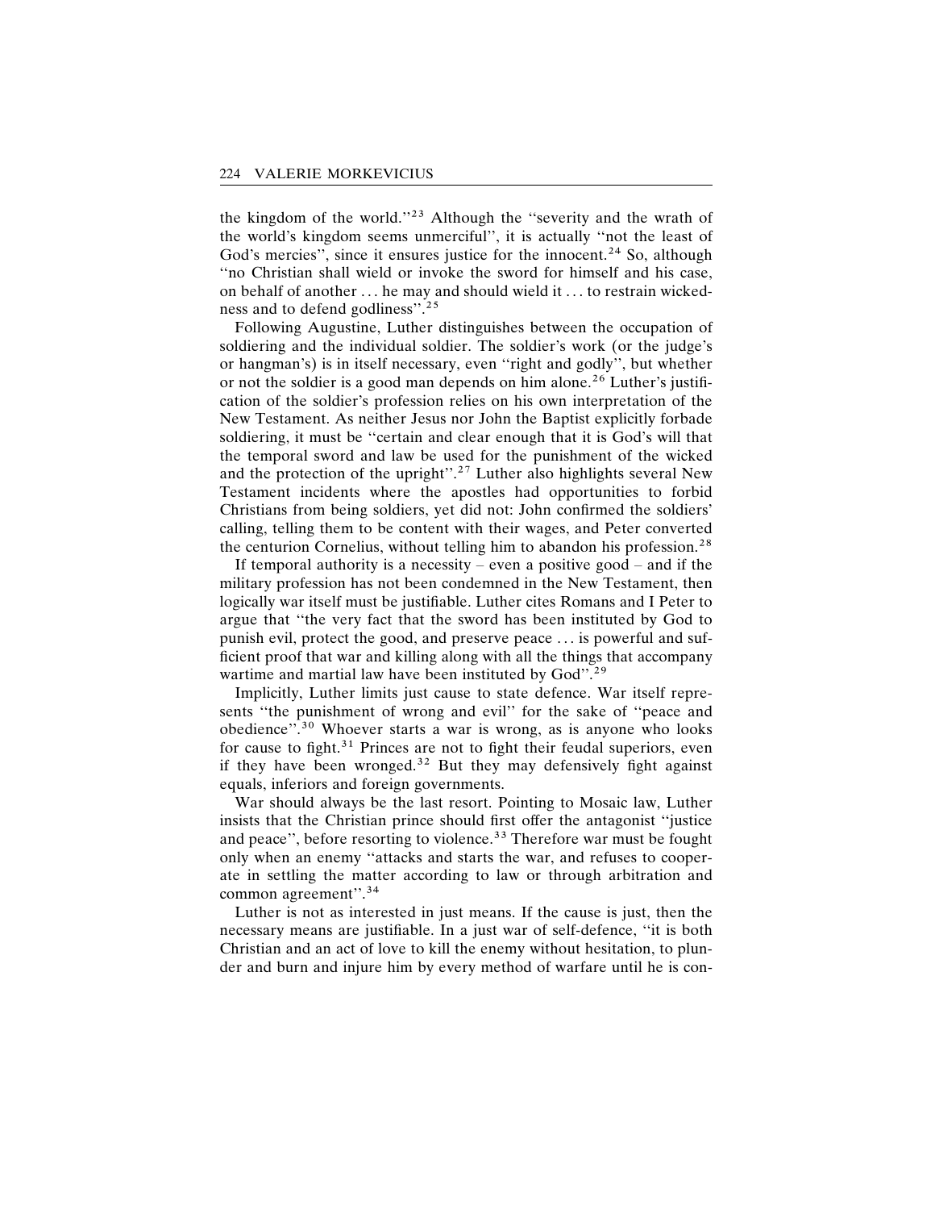the kingdom of the world."[23] Although the "severity and the wrath of the world's kingdom seems unmerciful", it is actually "not the least of God's mercies", since it ensures justice for the innocent.[24] So, although "no Christian shall wield or invoke the sword for himself and his case, on behalf of another … he may and should wield it … to restrain wickedness and to defend godliness".[25]

Following Augustine, Luther distinguishes between the occupation of soldiering and the individual soldier. The soldier's work (or the judge's or hangman's) is in itself necessary, even "right and godly", but whether or not the soldier is a good man depends on him alone.[26] Luther's justification of the soldier's profession relies on his own interpretation of the New Testament. As neither Jesus nor John the Baptist explicitly forbade soldiering, it must be "certain and clear enough that it is God's will that the temporal sword and law be used for the punishment of the wicked and the protection of the upright".[27] Luther also highlights several New Testament incidents where the apostles had opportunities to forbid Christians from being soldiers, yet did not: John confirmed the soldiers' calling, telling them to be content with their wages, and Peter converted the centurion Cornelius, without telling him to abandon his profession.[28]

If temporal authority is a necessity – even a positive good – and if the military profession has not been condemned in the New Testament, then logically war itself must be justifiable. Luther cites Romans and I Peter to argue that "the very fact that the sword has been instituted by God to punish evil, protect the good, and preserve peace … is powerful and sufficient proof that war and killing along with all the things that accompany wartime and martial law have been instituted by God".[29]

Implicitly, Luther limits just cause to state defence. War itself represents "the punishment of wrong and evil" for the sake of "peace and obedience".[30] Whoever starts a war is wrong, as is anyone who looks for cause to fight.[31] Princes are not to fight their feudal superiors, even if they have been wronged.[32] But they may defensively fight against equals, inferiors and foreign governments.

War should always be the last resort. Pointing to Mosaic law, Luther insists that the Christian prince should first offer the antagonist "justice and peace", before resorting to violence.[33] Therefore war must be fought only when an enemy "attacks and starts the war, and refuses to cooperate in settling the matter according to law or through arbitration and common agreement".[34]

Luther is not as interested in just means. If the cause is just, then the necessary means are justifiable. In a just war of self-defence, "it is both Christian and an act of love to kill the enemy without hesitation, to plunder and burn and injure him by every method of warfare until he is con-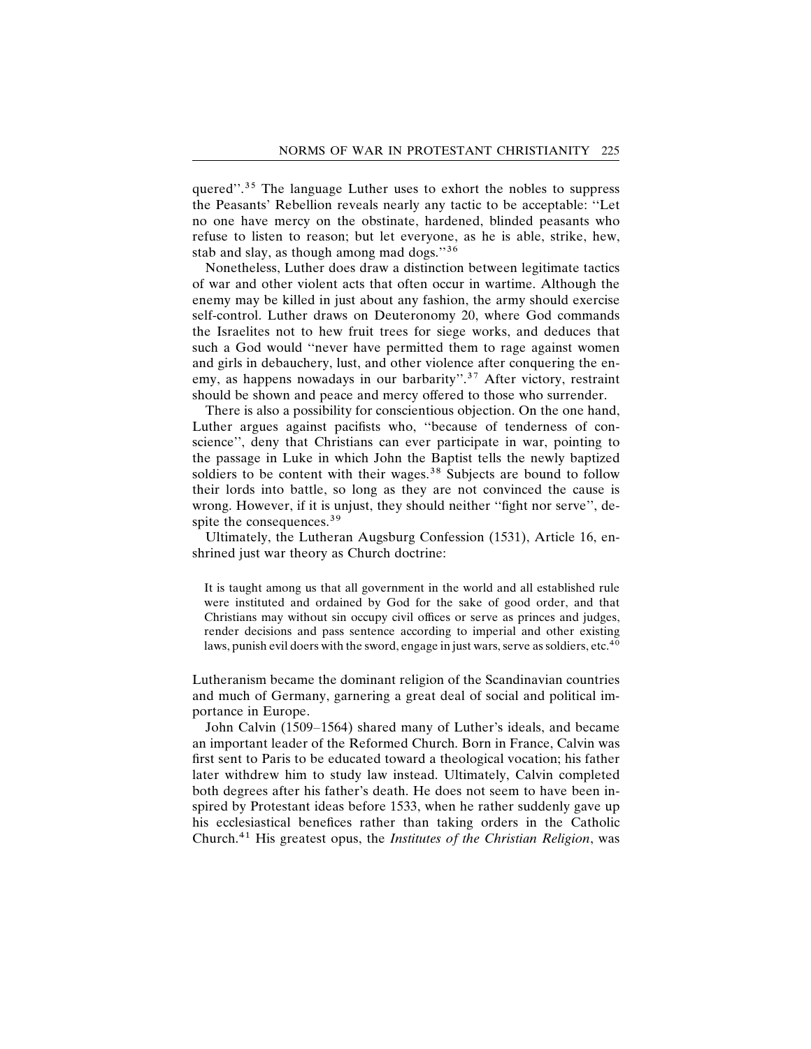quered''.[35] The language Luther uses to exhort the nobles to suppress the Peasants' Rebellion reveals nearly any tactic to be acceptable: ''Let no one have mercy on the obstinate, hardened, blinded peasants who refuse to listen to reason; but let everyone, as he is able, strike, hew, stab and slay, as though among mad dogs.''[36]

Nonetheless, Luther does draw a distinction between legitimate tactics of war and other violent acts that often occur in wartime. Although the enemy may be killed in just about any fashion, the army should exercise self-control. Luther draws on Deuteronomy 20, where God commands the Israelites not to hew fruit trees for siege works, and deduces that such a God would ''never have permitted them to rage against women and girls in debauchery, lust, and other violence after conquering the enemy, as happens nowadays in our barbarity''.[37] After victory, restraint should be shown and peace and mercy offered to those who surrender.

There is also a possibility for conscientious objection. On the one hand, Luther argues against pacifists who, ''because of tenderness of conscience'', deny that Christians can ever participate in war, pointing to the passage in Luke in which John the Baptist tells the newly baptized soldiers to be content with their wages.[38] Subjects are bound to follow their lords into battle, so long as they are not convinced the cause is wrong. However, if it is unjust, they should neither ''fight nor serve'', despite the consequences.[39]

Ultimately, the Lutheran Augsburg Confession (1531), Article 16, enshrined just war theory as Church doctrine:

> It is taught among us that all government in the world and all established rule were instituted and ordained by God for the sake of good order, and that Christians may without sin occupy civil offices or serve as princes and judges, render decisions and pass sentence according to imperial and other existing laws, punish evil doers with the sword, engage in just wars, serve as soldiers, etc.[40]

Lutheranism became the dominant religion of the Scandinavian countries and much of Germany, garnering a great deal of social and political importance in Europe.

John Calvin (1509–1564) shared many of Luther's ideals, and became an important leader of the Reformed Church. Born in France, Calvin was first sent to Paris to be educated toward a theological vocation; his father later withdrew him to study law instead. Ultimately, Calvin completed both degrees after his father's death. He does not seem to have been inspired by Protestant ideas before 1533, when he rather suddenly gave up his ecclesiastical benefices rather than taking orders in the Catholic Church.[41] His greatest opus, the *Institutes of the Christian Religion*, was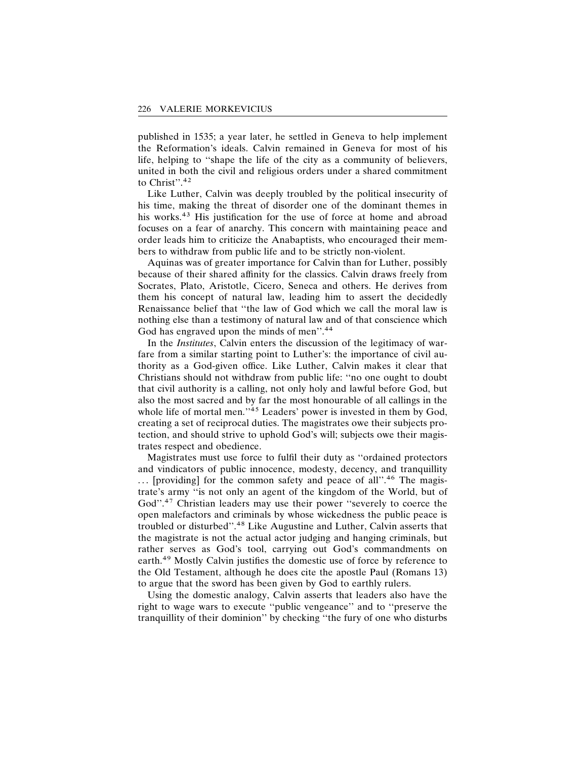published in 1535; a year later, he settled in Geneva to help implement the Reformation's ideals. Calvin remained in Geneva for most of his life, helping to ''shape the life of the city as a community of believers, united in both the civil and religious orders under a shared commitment to Christ''.[42]

Like Luther, Calvin was deeply troubled by the political insecurity of his time, making the threat of disorder one of the dominant themes in his works.[43] His justification for the use of force at home and abroad focuses on a fear of anarchy. This concern with maintaining peace and order leads him to criticize the Anabaptists, who encouraged their members to withdraw from public life and to be strictly non-violent.

Aquinas was of greater importance for Calvin than for Luther, possibly because of their shared affinity for the classics. Calvin draws freely from Socrates, Plato, Aristotle, Cicero, Seneca and others. He derives from them his concept of natural law, leading him to assert the decidedly Renaissance belief that ''the law of God which we call the moral law is nothing else than a testimony of natural law and of that conscience which God has engraved upon the minds of men''.[44]

In the *Institutes*, Calvin enters the discussion of the legitimacy of warfare from a similar starting point to Luther's: the importance of civil authority as a God-given office. Like Luther, Calvin makes it clear that Christians should not withdraw from public life: ''no one ought to doubt that civil authority is a calling, not only holy and lawful before God, but also the most sacred and by far the most honourable of all callings in the whole life of mortal men.''[45] Leaders' power is invested in them by God, creating a set of reciprocal duties. The magistrates owe their subjects protection, and should strive to uphold God's will; subjects owe their magistrates respect and obedience.

Magistrates must use force to fulfil their duty as ''ordained protectors and vindicators of public innocence, modesty, decency, and tranquillity ... [providing] for the common safety and peace of all''.[46] The magistrate's army ''is not only an agent of the kingdom of the World, but of God''.[47] Christian leaders may use their power ''severely to coerce the open malefactors and criminals by whose wickedness the public peace is troubled or disturbed''.[48] Like Augustine and Luther, Calvin asserts that the magistrate is not the actual actor judging and hanging criminals, but rather serves as God's tool, carrying out God's commandments on earth.[49] Mostly Calvin justifies the domestic use of force by reference to the Old Testament, although he does cite the apostle Paul (Romans 13) to argue that the sword has been given by God to earthly rulers.

Using the domestic analogy, Calvin asserts that leaders also have the right to wage wars to execute ''public vengeance'' and to ''preserve the tranquillity of their dominion'' by checking ''the fury of one who disturbs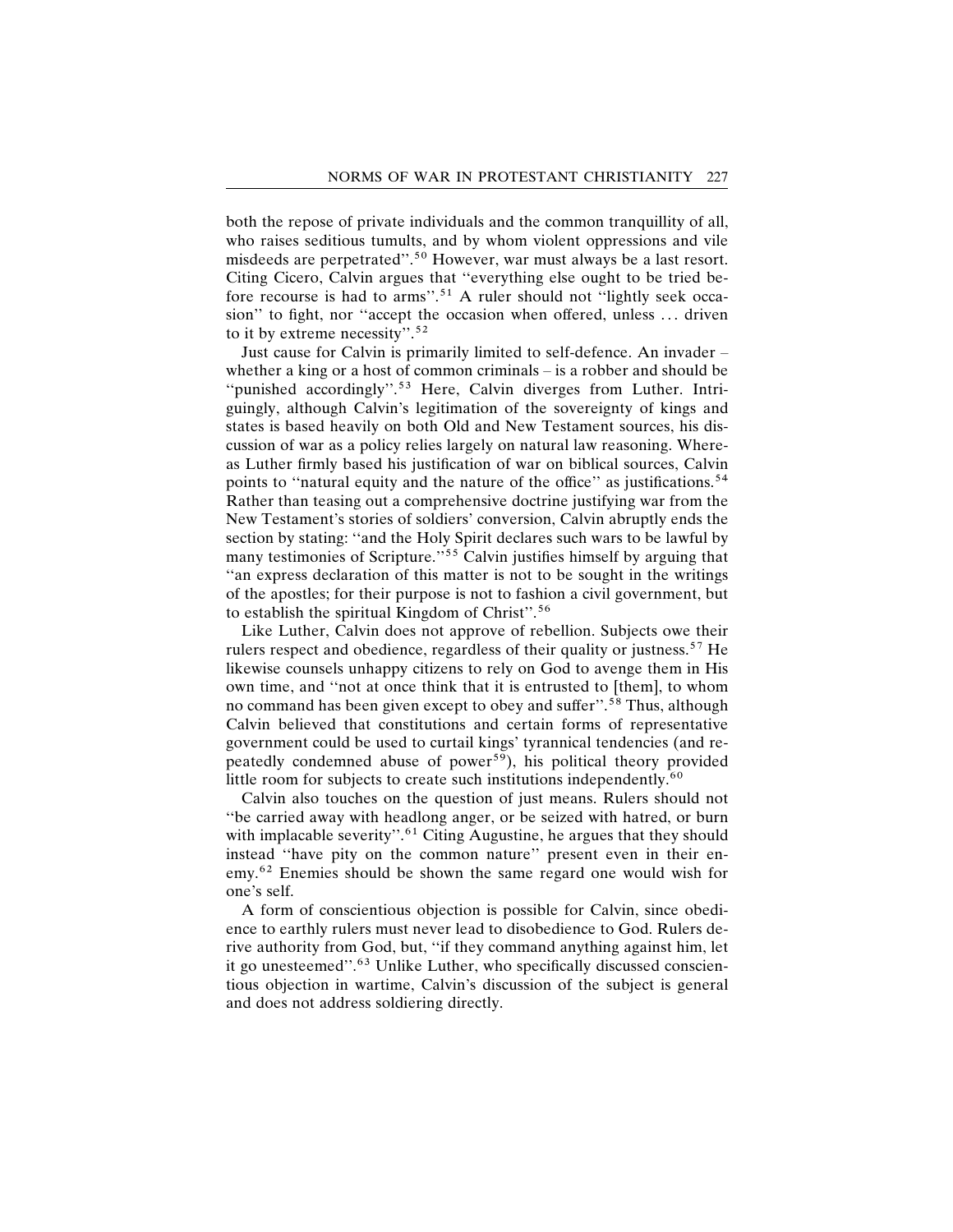both the repose of private individuals and the common tranquillity of all, who raises seditious tumults, and by whom violent oppressions and vile misdeeds are perpetrated''.[50] However, war must always be a last resort. Citing Cicero, Calvin argues that ''everything else ought to be tried before recourse is had to arms''.[51] A ruler should not ''lightly seek occasion'' to fight, nor ''accept the occasion when offered, unless . . . driven to it by extreme necessity''.[52]

Just cause for Calvin is primarily limited to self-defence. An invader – whether a king or a host of common criminals – is a robber and should be ''punished accordingly''.[53] Here, Calvin diverges from Luther. Intriguingly, although Calvin's legitimation of the sovereignty of kings and states is based heavily on both Old and New Testament sources, his discussion of war as a policy relies largely on natural law reasoning. Whereas Luther firmly based his justification of war on biblical sources, Calvin points to ''natural equity and the nature of the office'' as justifications.[54] Rather than teasing out a comprehensive doctrine justifying war from the New Testament's stories of soldiers' conversion, Calvin abruptly ends the section by stating: ''and the Holy Spirit declares such wars to be lawful by many testimonies of Scripture.''[55] Calvin justifies himself by arguing that ''an express declaration of this matter is not to be sought in the writings of the apostles; for their purpose is not to fashion a civil government, but to establish the spiritual Kingdom of Christ''.[56]

Like Luther, Calvin does not approve of rebellion. Subjects owe their rulers respect and obedience, regardless of their quality or justness.[57] He likewise counsels unhappy citizens to rely on God to avenge them in His own time, and ''not at once think that it is entrusted to [them], to whom no command has been given except to obey and suffer''.[58] Thus, although Calvin believed that constitutions and certain forms of representative government could be used to curtail kings' tyrannical tendencies (and repeatedly condemned abuse of power[59]), his political theory provided little room for subjects to create such institutions independently.[60]

Calvin also touches on the question of just means. Rulers should not ''be carried away with headlong anger, or be seized with hatred, or burn with implacable severity''.[61] Citing Augustine, he argues that they should instead ''have pity on the common nature'' present even in their enemy.[62] Enemies should be shown the same regard one would wish for one's self.

A form of conscientious objection is possible for Calvin, since obedience to earthly rulers must never lead to disobedience to God. Rulers derive authority from God, but, ''if they command anything against him, let it go unesteemed''.[63] Unlike Luther, who specifically discussed conscientious objection in wartime, Calvin's discussion of the subject is general and does not address soldiering directly.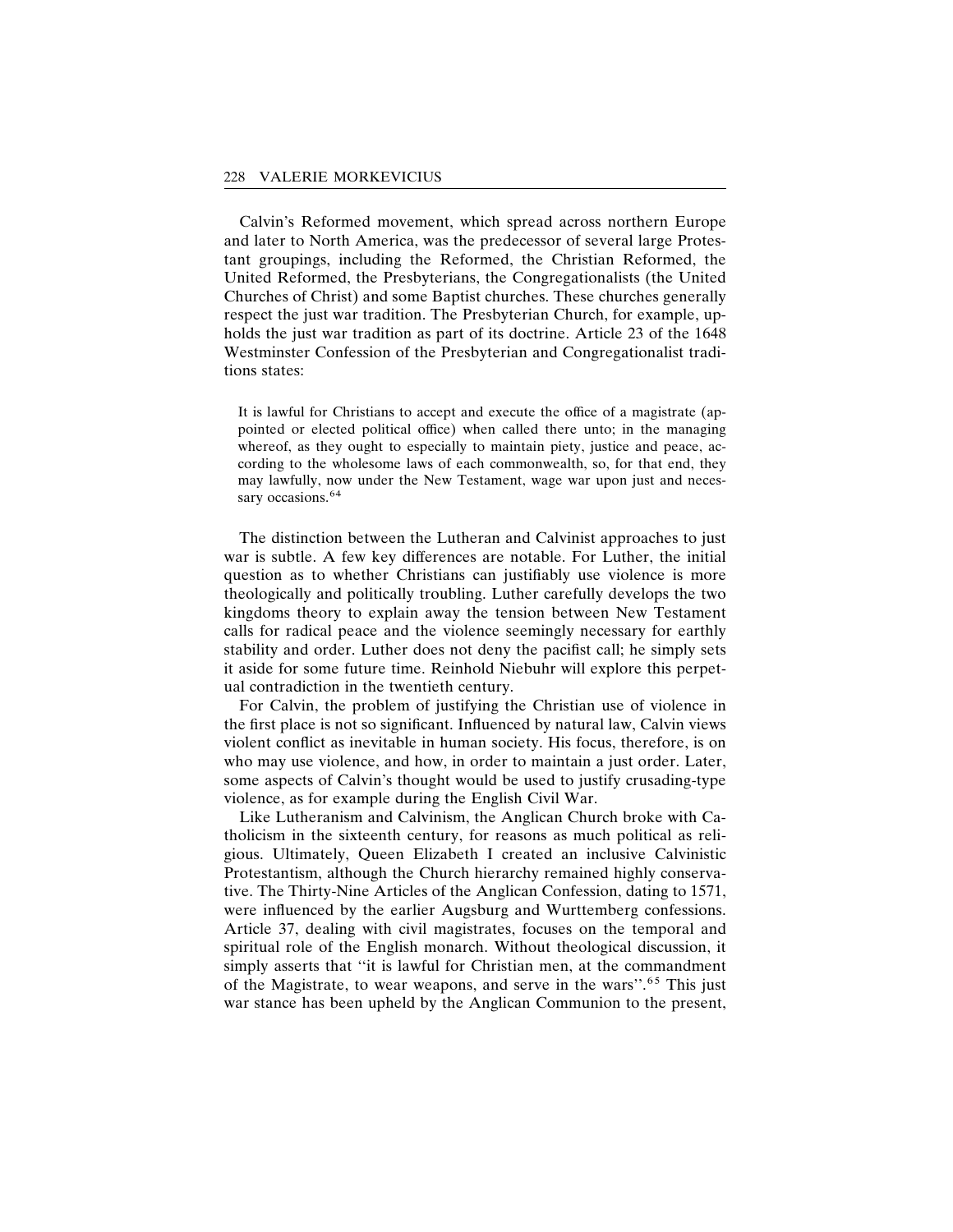Calvin's Reformed movement, which spread across northern Europe and later to North America, was the predecessor of several large Protestant groupings, including the Reformed, the Christian Reformed, the United Reformed, the Presbyterians, the Congregationalists (the United Churches of Christ) and some Baptist churches. These churches generally respect the just war tradition. The Presbyterian Church, for example, upholds the just war tradition as part of its doctrine. Article 23 of the 1648 Westminster Confession of the Presbyterian and Congregationalist traditions states:

> It is lawful for Christians to accept and execute the office of a magistrate (appointed or elected political office) when called there unto; in the managing whereof, as they ought to especially to maintain piety, justice and peace, according to the wholesome laws of each commonwealth, so, for that end, they may lawfully, now under the New Testament, wage war upon just and necessary occasions.[64]

The distinction between the Lutheran and Calvinist approaches to just war is subtle. A few key differences are notable. For Luther, the initial question as to whether Christians can justifiably use violence is more theologically and politically troubling. Luther carefully develops the two kingdoms theory to explain away the tension between New Testament calls for radical peace and the violence seemingly necessary for earthly stability and order. Luther does not deny the pacifist call; he simply sets it aside for some future time. Reinhold Niebuhr will explore this perpetual contradiction in the twentieth century.

For Calvin, the problem of justifying the Christian use of violence in the first place is not so significant. Influenced by natural law, Calvin views violent conflict as inevitable in human society. His focus, therefore, is on who may use violence, and how, in order to maintain a just order. Later, some aspects of Calvin's thought would be used to justify crusading-type violence, as for example during the English Civil War.

Like Lutheranism and Calvinism, the Anglican Church broke with Catholicism in the sixteenth century, for reasons as much political as religious. Ultimately, Queen Elizabeth I created an inclusive Calvinistic Protestantism, although the Church hierarchy remained highly conservative. The Thirty-Nine Articles of the Anglican Confession, dating to 1571, were influenced by the earlier Augsburg and Wurttemberg confessions. Article 37, dealing with civil magistrates, focuses on the temporal and spiritual role of the English monarch. Without theological discussion, it simply asserts that "it is lawful for Christian men, at the commandment of the Magistrate, to wear weapons, and serve in the wars".[65] This just war stance has been upheld by the Anglican Communion to the present,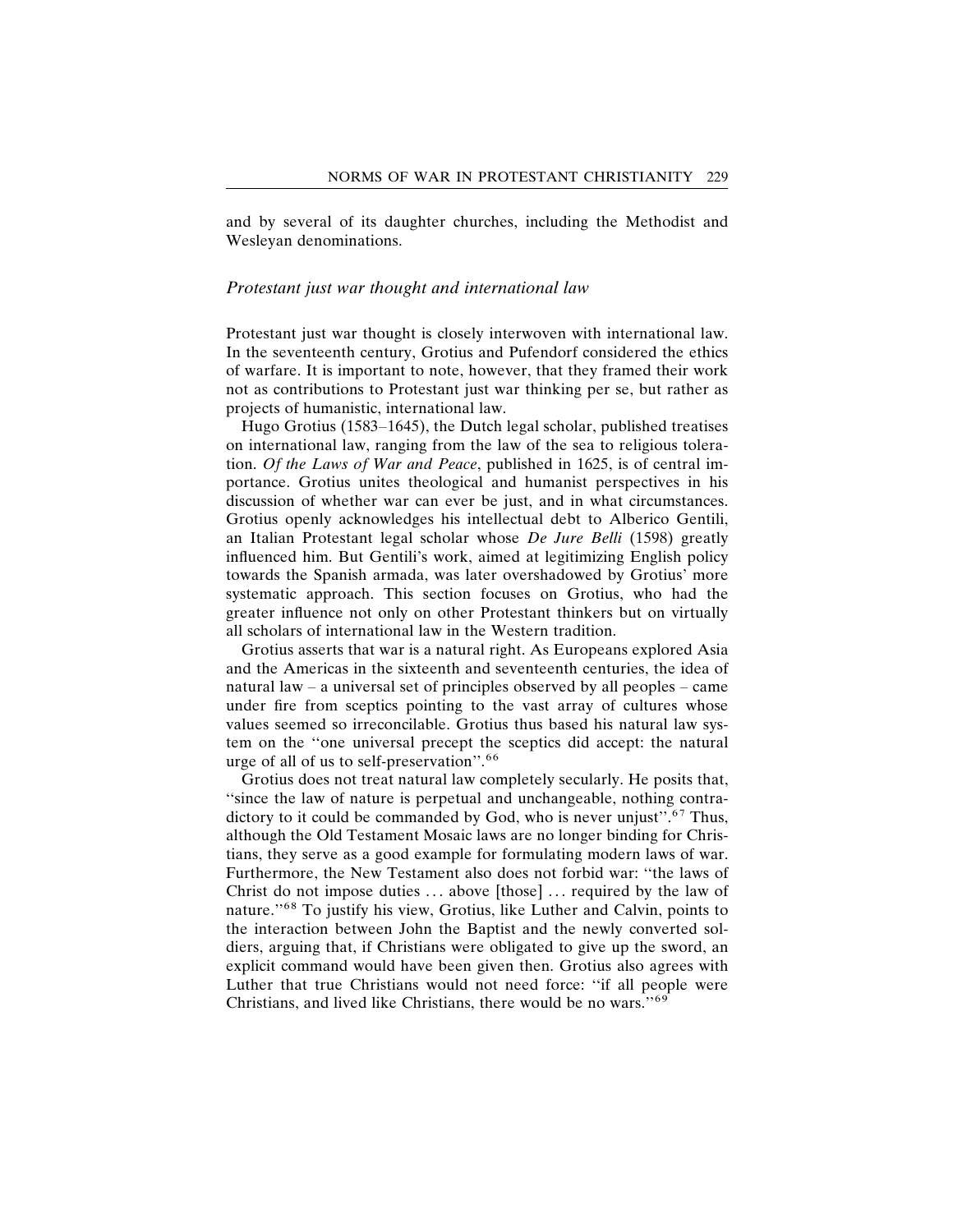and by several of its daughter churches, including the Methodist and Wesleyan denominations.

## *Protestant just war thought and international law*

Protestant just war thought is closely interwoven with international law. In the seventeenth century, Grotius and Pufendorf considered the ethics of warfare. It is important to note, however, that they framed their work not as contributions to Protestant just war thinking per se, but rather as projects of humanistic, international law.

Hugo Grotius (1583–1645), the Dutch legal scholar, published treatises on international law, ranging from the law of the sea to religious toleration. *Of the Laws of War and Peace*, published in 1625, is of central importance. Grotius unites theological and humanist perspectives in his discussion of whether war can ever be just, and in what circumstances. Grotius openly acknowledges his intellectual debt to Alberico Gentili, an Italian Protestant legal scholar whose *De Jure Belli* (1598) greatly influenced him. But Gentili's work, aimed at legitimizing English policy towards the Spanish armada, was later overshadowed by Grotius' more systematic approach. This section focuses on Grotius, who had the greater influence not only on other Protestant thinkers but on virtually all scholars of international law in the Western tradition.

Grotius asserts that war is a natural right. As Europeans explored Asia and the Americas in the sixteenth and seventeenth centuries, the idea of natural law – a universal set of principles observed by all peoples – came under fire from sceptics pointing to the vast array of cultures whose values seemed so irreconcilable. Grotius thus based his natural law system on the "one universal precept the sceptics did accept: the natural urge of all of us to self-preservation".[66]

Grotius does not treat natural law completely secularly. He posits that, "since the law of nature is perpetual and unchangeable, nothing contradictory to it could be commanded by God, who is never unjust".[67] Thus, although the Old Testament Mosaic laws are no longer binding for Christians, they serve as a good example for formulating modern laws of war. Furthermore, the New Testament also does not forbid war: "the laws of Christ do not impose duties … above [those] … required by the law of nature."[68] To justify his view, Grotius, like Luther and Calvin, points to the interaction between John the Baptist and the newly converted soldiers, arguing that, if Christians were obligated to give up the sword, an explicit command would have been given then. Grotius also agrees with Luther that true Christians would not need force: "if all people were Christians, and lived like Christians, there would be no wars."[69]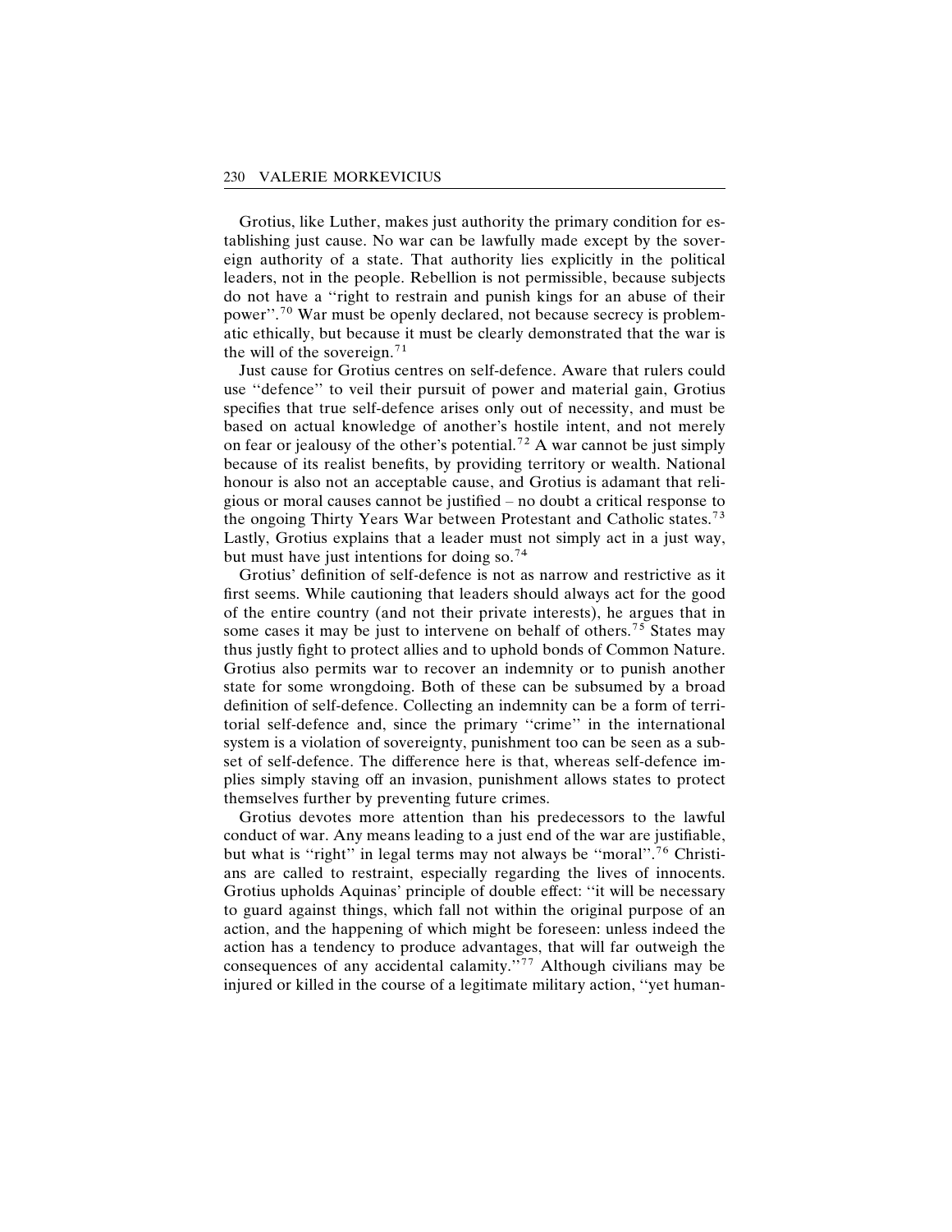Grotius, like Luther, makes just authority the primary condition for establishing just cause. No war can be lawfully made except by the sovereign authority of a state. That authority lies explicitly in the political leaders, not in the people. Rebellion is not permissible, because subjects do not have a ''right to restrain and punish kings for an abuse of their power''.[70] War must be openly declared, not because secrecy is problematic ethically, but because it must be clearly demonstrated that the war is the will of the sovereign.[71]

Just cause for Grotius centres on self-defence. Aware that rulers could use ''defence'' to veil their pursuit of power and material gain, Grotius specifies that true self-defence arises only out of necessity, and must be based on actual knowledge of another's hostile intent, and not merely on fear or jealousy of the other's potential.[72] A war cannot be just simply because of its realist benefits, by providing territory or wealth. National honour is also not an acceptable cause, and Grotius is adamant that religious or moral causes cannot be justified – no doubt a critical response to the ongoing Thirty Years War between Protestant and Catholic states.[73] Lastly, Grotius explains that a leader must not simply act in a just way, but must have just intentions for doing so.[74]

Grotius' definition of self-defence is not as narrow and restrictive as it first seems. While cautioning that leaders should always act for the good of the entire country (and not their private interests), he argues that in some cases it may be just to intervene on behalf of others.[75] States may thus justly fight to protect allies and to uphold bonds of Common Nature. Grotius also permits war to recover an indemnity or to punish another state for some wrongdoing. Both of these can be subsumed by a broad definition of self-defence. Collecting an indemnity can be a form of territorial self-defence and, since the primary ''crime'' in the international system is a violation of sovereignty, punishment too can be seen as a subset of self-defence. The difference here is that, whereas self-defence implies simply staving off an invasion, punishment allows states to protect themselves further by preventing future crimes.

Grotius devotes more attention than his predecessors to the lawful conduct of war. Any means leading to a just end of the war are justifiable, but what is ''right'' in legal terms may not always be ''moral''.[76] Christians are called to restraint, especially regarding the lives of innocents. Grotius upholds Aquinas' principle of double effect: ''it will be necessary to guard against things, which fall not within the original purpose of an action, and the happening of which might be foreseen: unless indeed the action has a tendency to produce advantages, that will far outweigh the consequences of any accidental calamity.''[77] Although civilians may be injured or killed in the course of a legitimate military action, ''yet human-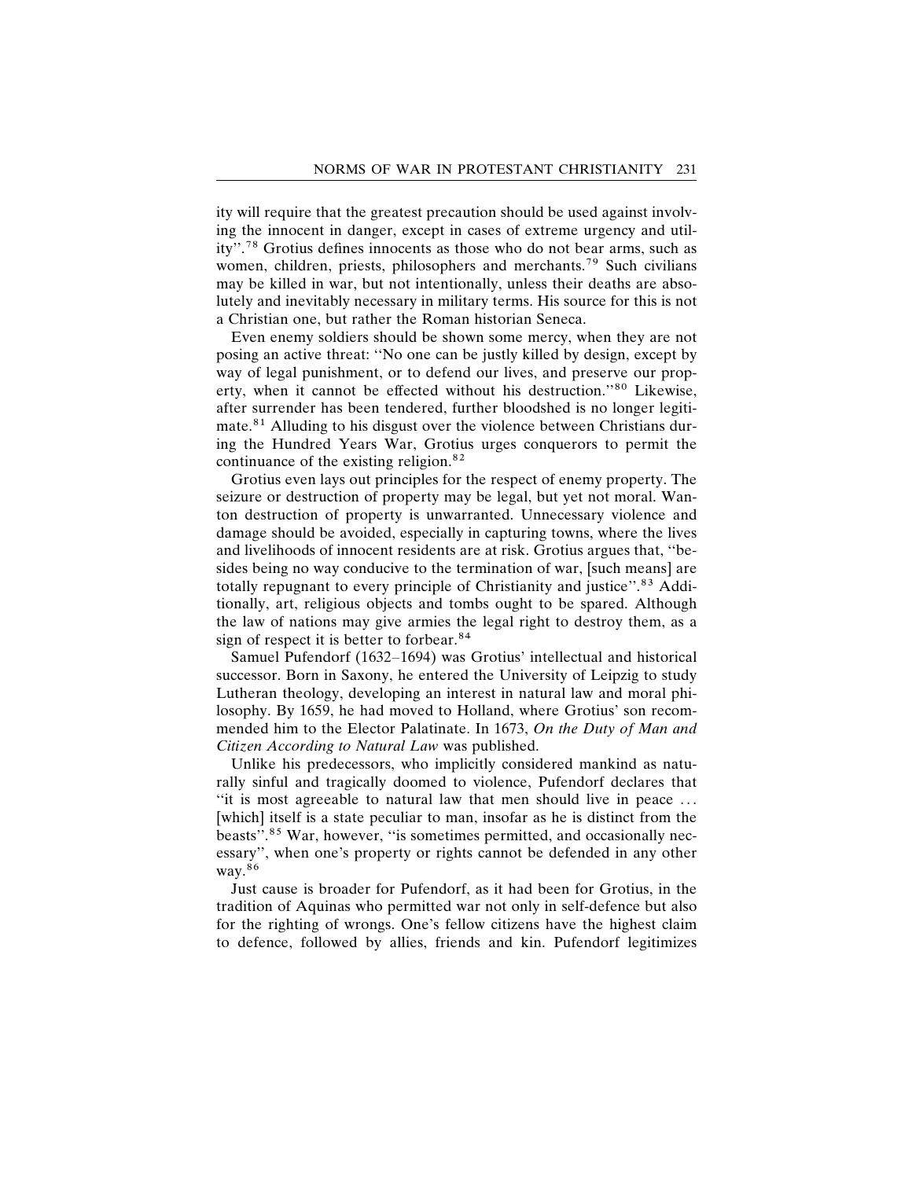ity will require that the greatest precaution should be used against involving the innocent in danger, except in cases of extreme urgency and utility''.[78] Grotius defines innocents as those who do not bear arms, such as women, children, priests, philosophers and merchants.[79] Such civilians may be killed in war, but not intentionally, unless their deaths are absolutely and inevitably necessary in military terms. His source for this is not a Christian one, but rather the Roman historian Seneca.

Even enemy soldiers should be shown some mercy, when they are not posing an active threat: ''No one can be justly killed by design, except by way of legal punishment, or to defend our lives, and preserve our property, when it cannot be effected without his destruction.''[80] Likewise, after surrender has been tendered, further bloodshed is no longer legitimate.[81] Alluding to his disgust over the violence between Christians during the Hundred Years War, Grotius urges conquerors to permit the continuance of the existing religion.[82]

Grotius even lays out principles for the respect of enemy property. The seizure or destruction of property may be legal, but yet not moral. Wanton destruction of property is unwarranted. Unnecessary violence and damage should be avoided, especially in capturing towns, where the lives and livelihoods of innocent residents are at risk. Grotius argues that, ''besides being no way conducive to the termination of war, [such means] are totally repugnant to every principle of Christianity and justice''.[83] Additionally, art, religious objects and tombs ought to be spared. Although the law of nations may give armies the legal right to destroy them, as a sign of respect it is better to forbear.[84]

Samuel Pufendorf (1632–1694) was Grotius' intellectual and historical successor. Born in Saxony, he entered the University of Leipzig to study Lutheran theology, developing an interest in natural law and moral philosophy. By 1659, he had moved to Holland, where Grotius' son recommended him to the Elector Palatinate. In 1673, *On the Duty of Man and Citizen According to Natural Law* was published.

Unlike his predecessors, who implicitly considered mankind as naturally sinful and tragically doomed to violence, Pufendorf declares that ''it is most agreeable to natural law that men should live in peace ... [which] itself is a state peculiar to man, insofar as he is distinct from the beasts''.[85] War, however, ''is sometimes permitted, and occasionally necessary'', when one's property or rights cannot be defended in any other way.[86]

Just cause is broader for Pufendorf, as it had been for Grotius, in the tradition of Aquinas who permitted war not only in self-defence but also for the righting of wrongs. One's fellow citizens have the highest claim to defence, followed by allies, friends and kin. Pufendorf legitimizes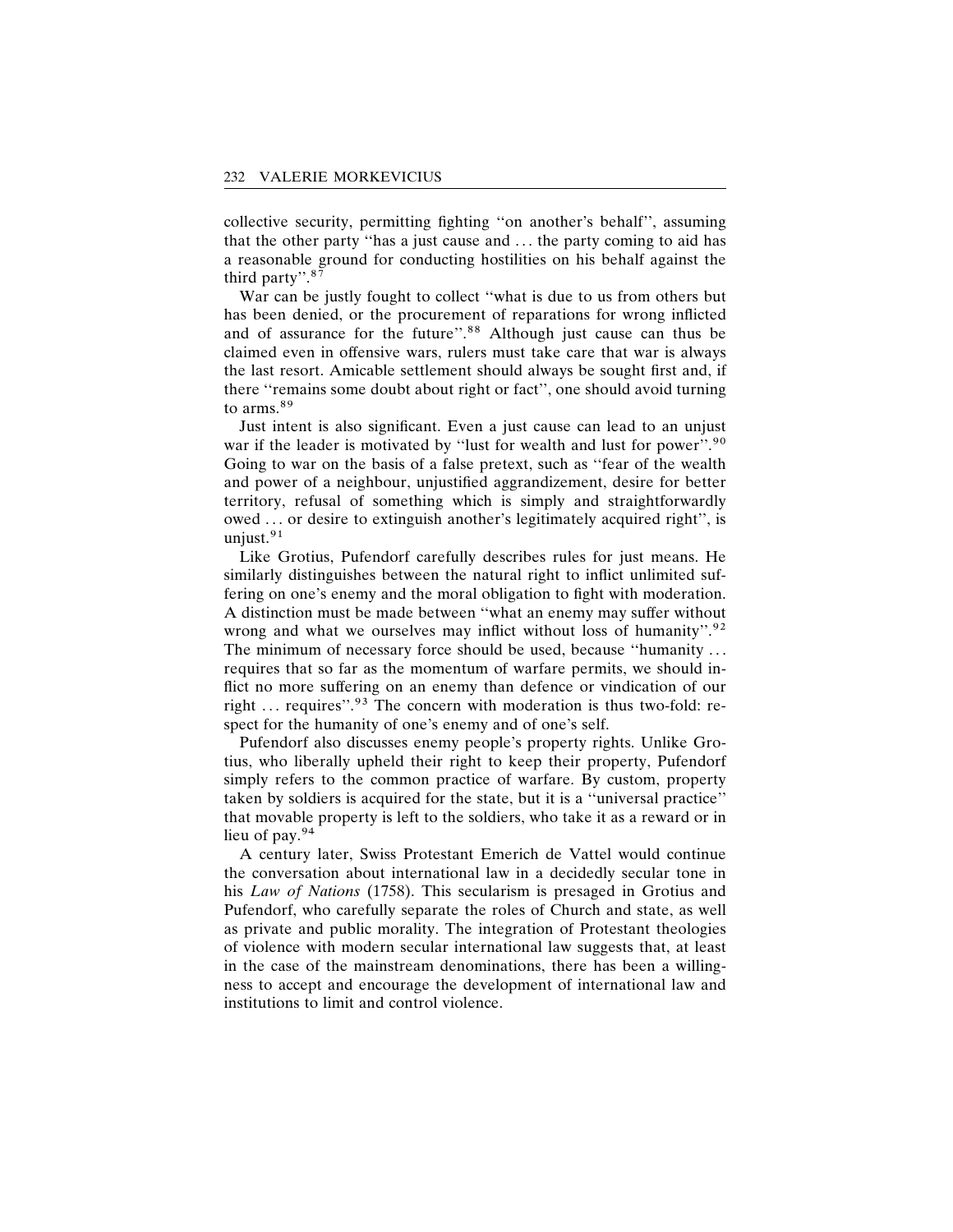collective security, permitting fighting "on another's behalf", assuming that the other party "has a just cause and ... the party coming to aid has a reasonable ground for conducting hostilities on his behalf against the third party".[87]

War can be justly fought to collect "what is due to us from others but has been denied, or the procurement of reparations for wrong inflicted and of assurance for the future".[88] Although just cause can thus be claimed even in offensive wars, rulers must take care that war is always the last resort. Amicable settlement should always be sought first and, if there "remains some doubt about right or fact", one should avoid turning to arms.[89]

Just intent is also significant. Even a just cause can lead to an unjust war if the leader is motivated by "lust for wealth and lust for power".[90] Going to war on the basis of a false pretext, such as "fear of the wealth and power of a neighbour, unjustified aggrandizement, desire for better territory, refusal of something which is simply and straightforwardly owed ... or desire to extinguish another's legitimately acquired right", is unjust.[91]

Like Grotius, Pufendorf carefully describes rules for just means. He similarly distinguishes between the natural right to inflict unlimited suffering on one's enemy and the moral obligation to fight with moderation. A distinction must be made between "what an enemy may suffer without wrong and what we ourselves may inflict without loss of humanity".[92] The minimum of necessary force should be used, because "humanity ... requires that so far as the momentum of warfare permits, we should inflict no more suffering on an enemy than defence or vindication of our right ... requires".[93] The concern with moderation is thus two-fold: respect for the humanity of one's enemy and of one's self.

Pufendorf also discusses enemy people's property rights. Unlike Grotius, who liberally upheld their right to keep their property, Pufendorf simply refers to the common practice of warfare. By custom, property taken by soldiers is acquired for the state, but it is a "universal practice" that movable property is left to the soldiers, who take it as a reward or in lieu of pay.[94]

A century later, Swiss Protestant Emerich de Vattel would continue the conversation about international law in a decidedly secular tone in his *Law of Nations* (1758). This secularism is presaged in Grotius and Pufendorf, who carefully separate the roles of Church and state, as well as private and public morality. The integration of Protestant theologies of violence with modern secular international law suggests that, at least in the case of the mainstream denominations, there has been a willingness to accept and encourage the development of international law and institutions to limit and control violence.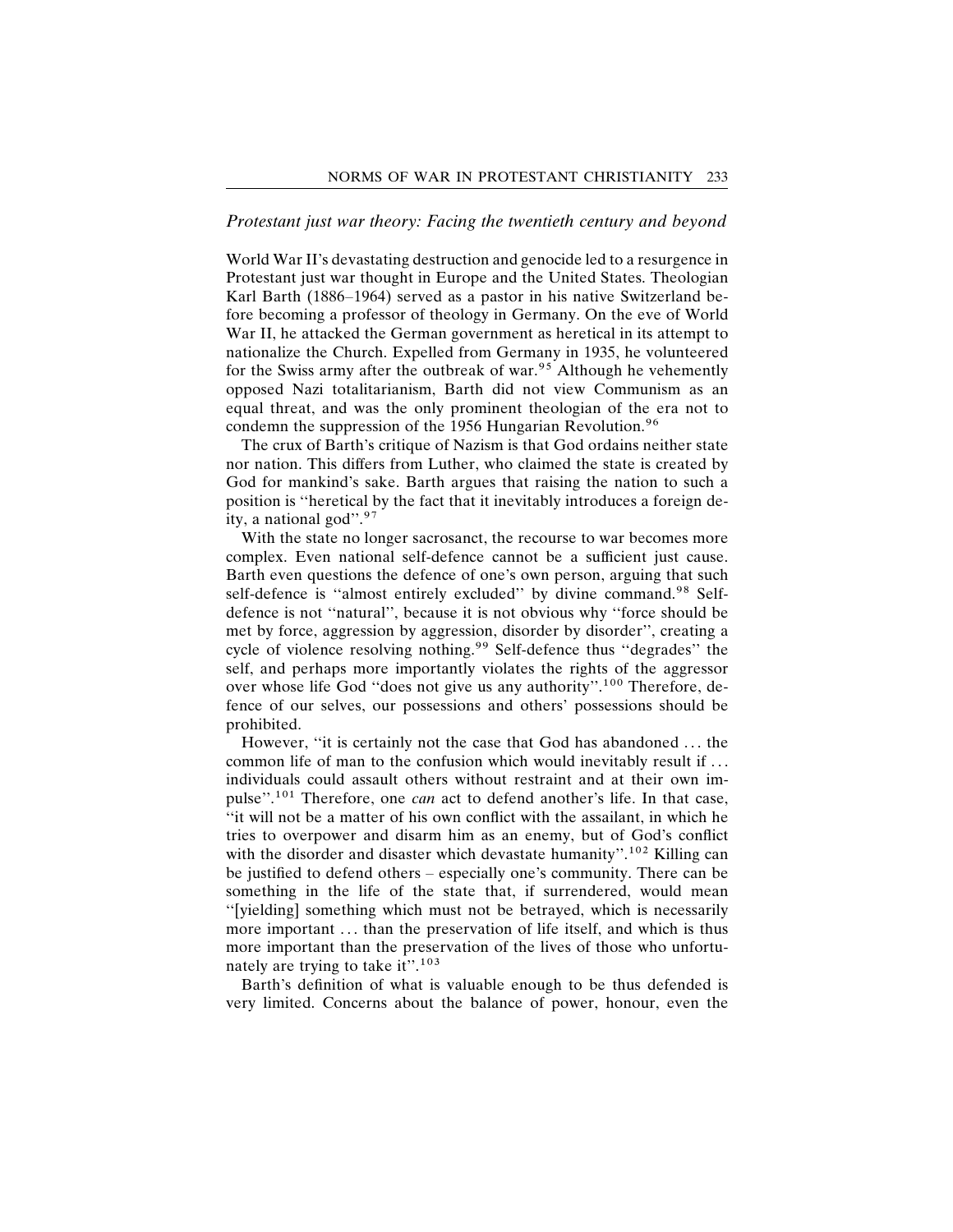### *Protestant just war theory: Facing the twentieth century and beyond*

World War II's devastating destruction and genocide led to a resurgence in Protestant just war thought in Europe and the United States. Theologian Karl Barth (1886–1964) served as a pastor in his native Switzerland before becoming a professor of theology in Germany. On the eve of World War II, he attacked the German government as heretical in its attempt to nationalize the Church. Expelled from Germany in 1935, he volunteered for the Swiss army after the outbreak of war.[95] Although he vehemently opposed Nazi totalitarianism, Barth did not view Communism as an equal threat, and was the only prominent theologian of the era not to condemn the suppression of the 1956 Hungarian Revolution.[96]

The crux of Barth's critique of Nazism is that God ordains neither state nor nation. This differs from Luther, who claimed the state is created by God for mankind's sake. Barth argues that raising the nation to such a position is "heretical by the fact that it inevitably introduces a foreign deity, a national god".[97]

With the state no longer sacrosanct, the recourse to war becomes more complex. Even national self-defence cannot be a sufficient just cause. Barth even questions the defence of one's own person, arguing that such self-defence is "almost entirely excluded" by divine command.[98] Self-defence is not "natural", because it is not obvious why "force should be met by force, aggression by aggression, disorder by disorder", creating a cycle of violence resolving nothing.[99] Self-defence thus "degrades" the self, and perhaps more importantly violates the rights of the aggressor over whose life God "does not give us any authority".[100] Therefore, defence of our selves, our possessions and others' possessions should be prohibited.

However, "it is certainly not the case that God has abandoned ... the common life of man to the confusion which would inevitably result if ... individuals could assault others without restraint and at their own impulse".[101] Therefore, one *can* act to defend another's life. In that case, "it will not be a matter of his own conflict with the assailant, in which he tries to overpower and disarm him as an enemy, but of God's conflict with the disorder and disaster which devastate humanity".[102] Killing can be justified to defend others – especially one's community. There can be something in the life of the state that, if surrendered, would mean "[yielding] something which must not be betrayed, which is necessarily more important ... than the preservation of life itself, and which is thus more important than the preservation of the lives of those who unfortunately are trying to take it".[103]

Barth's definition of what is valuable enough to be thus defended is very limited. Concerns about the balance of power, honour, even the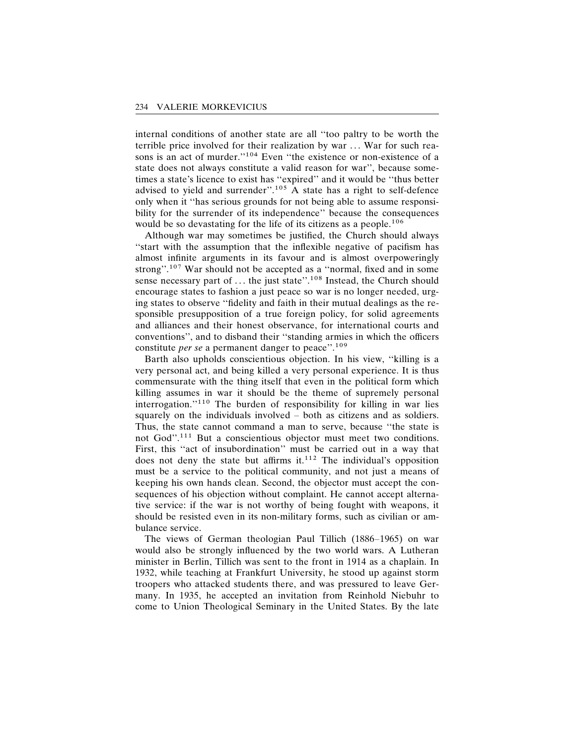internal conditions of another state are all "too paltry to be worth the terrible price involved for their realization by war ... War for such reasons is an act of murder."[104] Even "the existence or non-existence of a state does not always constitute a valid reason for war", because sometimes a state's licence to exist has "expired" and it would be "thus better advised to yield and surrender".[105] A state has a right to self-defence only when it "has serious grounds for not being able to assume responsibility for the surrender of its independence" because the consequences would be so devastating for the life of its citizens as a people.[106]

Although war may sometimes be justified, the Church should always "start with the assumption that the inflexible negative of pacifism has almost infinite arguments in its favour and is almost overpoweringly strong".[107] War should not be accepted as a "normal, fixed and in some sense necessary part of ... the just state".[108] Instead, the Church should encourage states to fashion a just peace so war is no longer needed, urging states to observe "fidelity and faith in their mutual dealings as the responsible presupposition of a true foreign policy, for solid agreements and alliances and their honest observance, for international courts and conventions", and to disband their "standing armies in which the officers constitute *per se* a permanent danger to peace".[109]

Barth also upholds conscientious objection. In his view, "killing is a very personal act, and being killed a very personal experience. It is thus commensurate with the thing itself that even in the political form which killing assumes in war it should be the theme of supremely personal interrogation."[110] The burden of responsibility for killing in war lies squarely on the individuals involved – both as citizens and as soldiers. Thus, the state cannot command a man to serve, because "the state is not God".[111] But a conscientious objector must meet two conditions. First, this "act of insubordination" must be carried out in a way that does not deny the state but affirms it.[112] The individual's opposition must be a service to the political community, and not just a means of keeping his own hands clean. Second, the objector must accept the consequences of his objection without complaint. He cannot accept alternative service: if the war is not worthy of being fought with weapons, it should be resisted even in its non-military forms, such as civilian or ambulance service.

The views of German theologian Paul Tillich (1886–1965) on war would also be strongly influenced by the two world wars. A Lutheran minister in Berlin, Tillich was sent to the front in 1914 as a chaplain. In 1932, while teaching at Frankfurt University, he stood up against storm troopers who attacked students there, and was pressured to leave Germany. In 1935, he accepted an invitation from Reinhold Niebuhr to come to Union Theological Seminary in the United States. By the late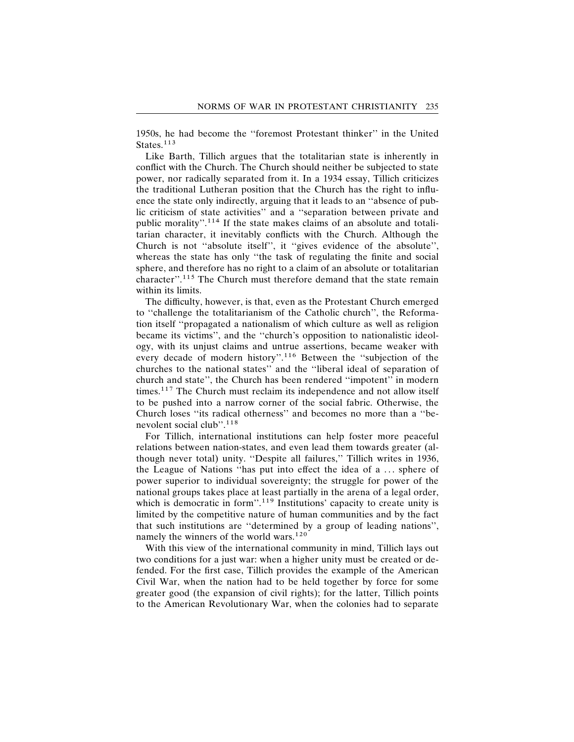1950s, he had become the ''foremost Protestant thinker'' in the United States.[113]

Like Barth, Tillich argues that the totalitarian state is inherently in conflict with the Church. The Church should neither be subjected to state power, nor radically separated from it. In a 1934 essay, Tillich criticizes the traditional Lutheran position that the Church has the right to influence the state only indirectly, arguing that it leads to an ''absence of public criticism of state activities'' and a ''separation between private and public morality''.[114] If the state makes claims of an absolute and totalitarian character, it inevitably conflicts with the Church. Although the Church is not ''absolute itself'', it ''gives evidence of the absolute'', whereas the state has only ''the task of regulating the finite and social sphere, and therefore has no right to a claim of an absolute or totalitarian character''.[115] The Church must therefore demand that the state remain within its limits.

The difficulty, however, is that, even as the Protestant Church emerged to ''challenge the totalitarianism of the Catholic church'', the Reformation itself ''propagated a nationalism of which culture as well as religion became its victims'', and the ''church's opposition to nationalistic ideology, with its unjust claims and untrue assertions, became weaker with every decade of modern history''.[116] Between the ''subjection of the churches to the national states'' and the ''liberal ideal of separation of church and state'', the Church has been rendered ''impotent'' in modern times.[117] The Church must reclaim its independence and not allow itself to be pushed into a narrow corner of the social fabric. Otherwise, the Church loses ''its radical otherness'' and becomes no more than a ''benevolent social club''.[118]

For Tillich, international institutions can help foster more peaceful relations between nation-states, and even lead them towards greater (although never total) unity. ''Despite all failures,'' Tillich writes in 1936, the League of Nations ''has put into effect the idea of a ... sphere of power superior to individual sovereignty; the struggle for power of the national groups takes place at least partially in the arena of a legal order, which is democratic in form''.[119] Institutions' capacity to create unity is limited by the competitive nature of human communities and by the fact that such institutions are ''determined by a group of leading nations'', namely the winners of the world wars.[120]

With this view of the international community in mind, Tillich lays out two conditions for a just war: when a higher unity must be created or defended. For the first case, Tillich provides the example of the American Civil War, when the nation had to be held together by force for some greater good (the expansion of civil rights); for the latter, Tillich points to the American Revolutionary War, when the colonies had to separate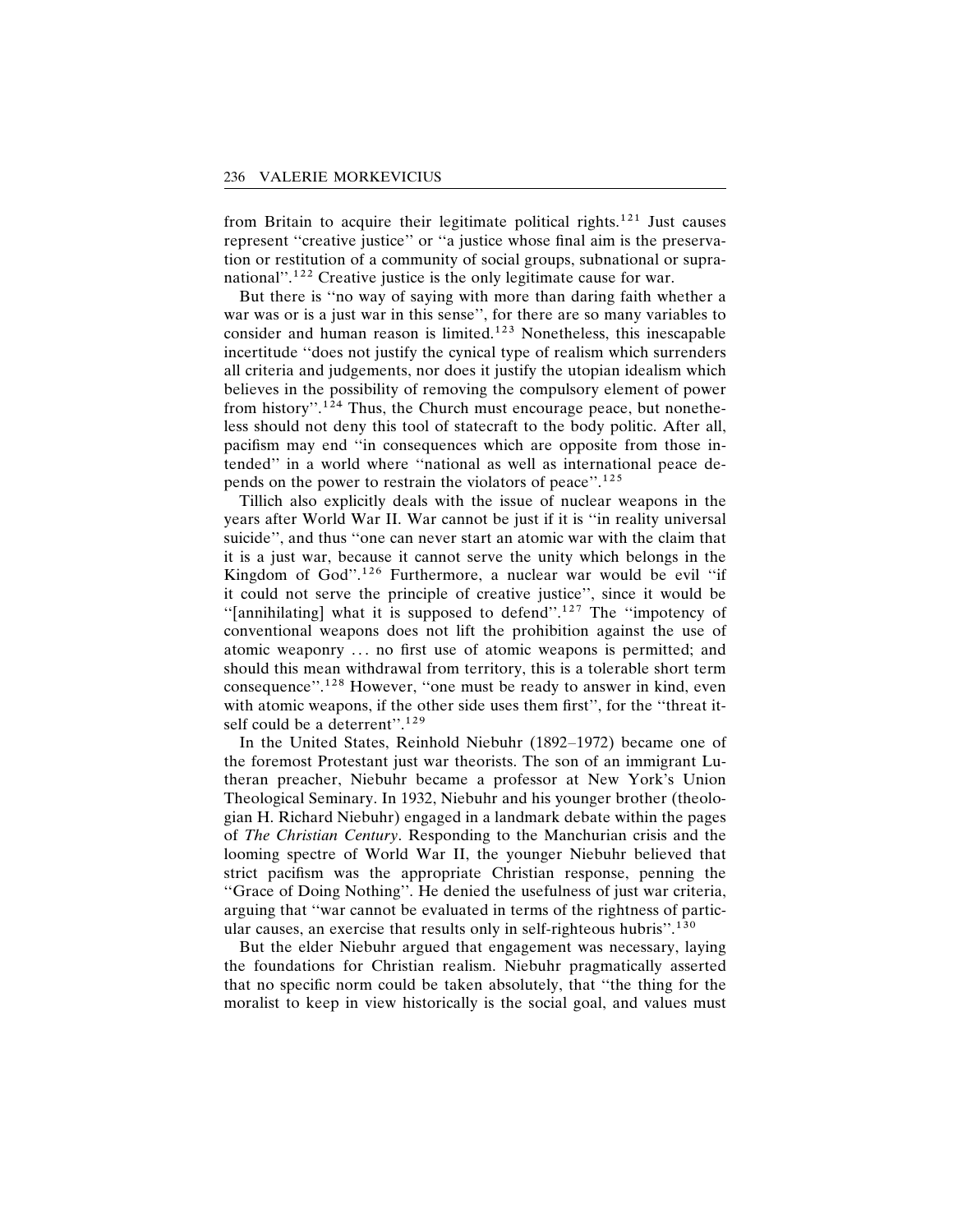from Britain to acquire their legitimate political rights.[121] Just causes represent ''creative justice'' or ''a justice whose final aim is the preservation or restitution of a community of social groups, subnational or supranational''.[122] Creative justice is the only legitimate cause for war.

But there is ''no way of saying with more than daring faith whether a war was or is a just war in this sense'', for there are so many variables to consider and human reason is limited.[123] Nonetheless, this inescapable incertitude ''does not justify the cynical type of realism which surrenders all criteria and judgements, nor does it justify the utopian idealism which believes in the possibility of removing the compulsory element of power from history''.[124] Thus, the Church must encourage peace, but nonetheless should not deny this tool of statecraft to the body politic. After all, pacifism may end ''in consequences which are opposite from those intended'' in a world where ''national as well as international peace depends on the power to restrain the violators of peace''.[125]

Tillich also explicitly deals with the issue of nuclear weapons in the years after World War II. War cannot be just if it is ''in reality universal suicide'', and thus ''one can never start an atomic war with the claim that it is a just war, because it cannot serve the unity which belongs in the Kingdom of God''.[126] Furthermore, a nuclear war would be evil ''if it could not serve the principle of creative justice'', since it would be ''[annihilating] what it is supposed to defend''.[127] The ''impotency of conventional weapons does not lift the prohibition against the use of atomic weaponry ... no first use of atomic weapons is permitted; and should this mean withdrawal from territory, this is a tolerable short term consequence''.[128] However, ''one must be ready to answer in kind, even with atomic weapons, if the other side uses them first'', for the ''threat itself could be a deterrent''.[129]

In the United States, Reinhold Niebuhr (1892–1972) became one of the foremost Protestant just war theorists. The son of an immigrant Lutheran preacher, Niebuhr became a professor at New York's Union Theological Seminary. In 1932, Niebuhr and his younger brother (theologian H. Richard Niebuhr) engaged in a landmark debate within the pages of *The Christian Century*. Responding to the Manchurian crisis and the looming spectre of World War II, the younger Niebuhr believed that strict pacifism was the appropriate Christian response, penning the ''Grace of Doing Nothing''. He denied the usefulness of just war criteria, arguing that ''war cannot be evaluated in terms of the rightness of particular causes, an exercise that results only in self-righteous hubris''.[130]

But the elder Niebuhr argued that engagement was necessary, laying the foundations for Christian realism. Niebuhr pragmatically asserted that no specific norm could be taken absolutely, that ''the thing for the moralist to keep in view historically is the social goal, and values must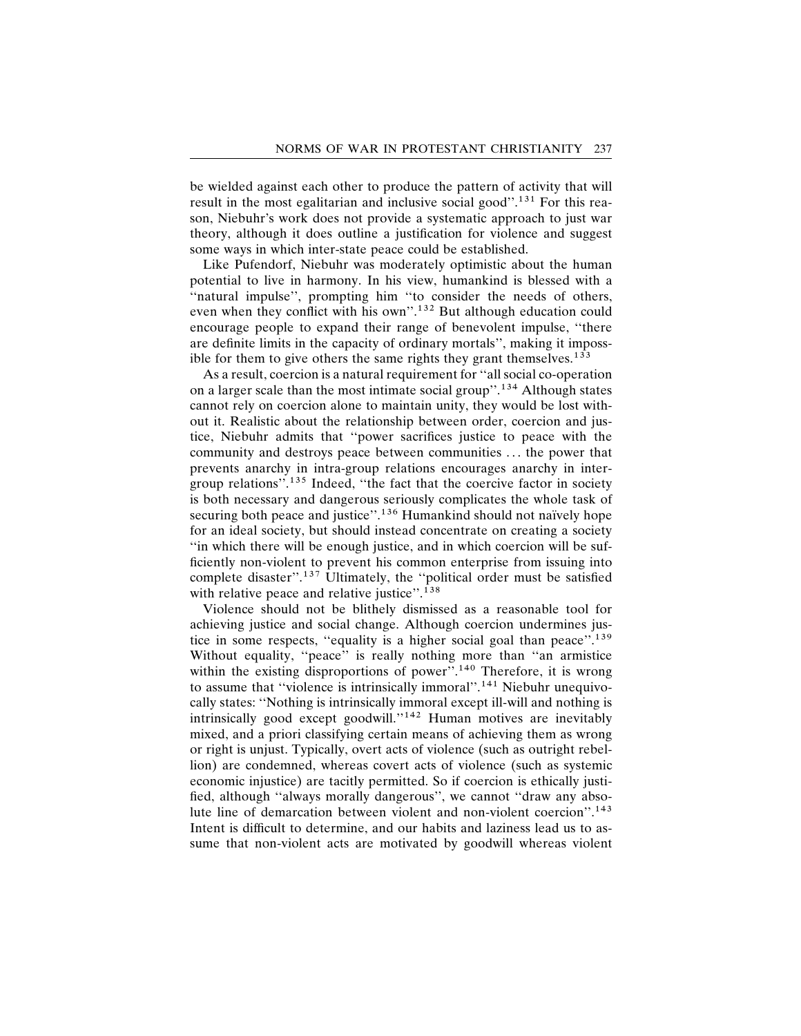be wielded against each other to produce the pattern of activity that will result in the most egalitarian and inclusive social good''.[131] For this reason, Niebuhr's work does not provide a systematic approach to just war theory, although it does outline a justification for violence and suggest some ways in which inter-state peace could be established.

Like Pufendorf, Niebuhr was moderately optimistic about the human potential to live in harmony. In his view, humankind is blessed with a ''natural impulse'', prompting him ''to consider the needs of others, even when they conflict with his own''.[132] But although education could encourage people to expand their range of benevolent impulse, ''there are definite limits in the capacity of ordinary mortals'', making it impossible for them to give others the same rights they grant themselves.[133]

As a result, coercion is a natural requirement for ''all social co-operation on a larger scale than the most intimate social group''.[134] Although states cannot rely on coercion alone to maintain unity, they would be lost without it. Realistic about the relationship between order, coercion and justice, Niebuhr admits that ''power sacrifices justice to peace with the community and destroys peace between communities ... the power that prevents anarchy in intra-group relations encourages anarchy in inter-group relations''.[135] Indeed, ''the fact that the coercive factor in society is both necessary and dangerous seriously complicates the whole task of securing both peace and justice''.[136] Humankind should not naïvely hope for an ideal society, but should instead concentrate on creating a society ''in which there will be enough justice, and in which coercion will be sufficiently non-violent to prevent his common enterprise from issuing into complete disaster''.[137] Ultimately, the ''political order must be satisfied with relative peace and relative justice''.[138]

Violence should not be blithely dismissed as a reasonable tool for achieving justice and social change. Although coercion undermines justice in some respects, ''equality is a higher social goal than peace''.[139] Without equality, ''peace'' is really nothing more than ''an armistice within the existing disproportions of power''.[140] Therefore, it is wrong to assume that ''violence is intrinsically immoral''.[141] Niebuhr unequivocally states: ''Nothing is intrinsically immoral except ill-will and nothing is intrinsically good except goodwill.''[142] Human motives are inevitably mixed, and a priori classifying certain means of achieving them as wrong or right is unjust. Typically, overt acts of violence (such as outright rebellion) are condemned, whereas covert acts of violence (such as systemic economic injustice) are tacitly permitted. So if coercion is ethically justified, although ''always morally dangerous'', we cannot ''draw any absolute line of demarcation between violent and non-violent coercion''.[143] Intent is difficult to determine, and our habits and laziness lead us to assume that non-violent acts are motivated by goodwill whereas violent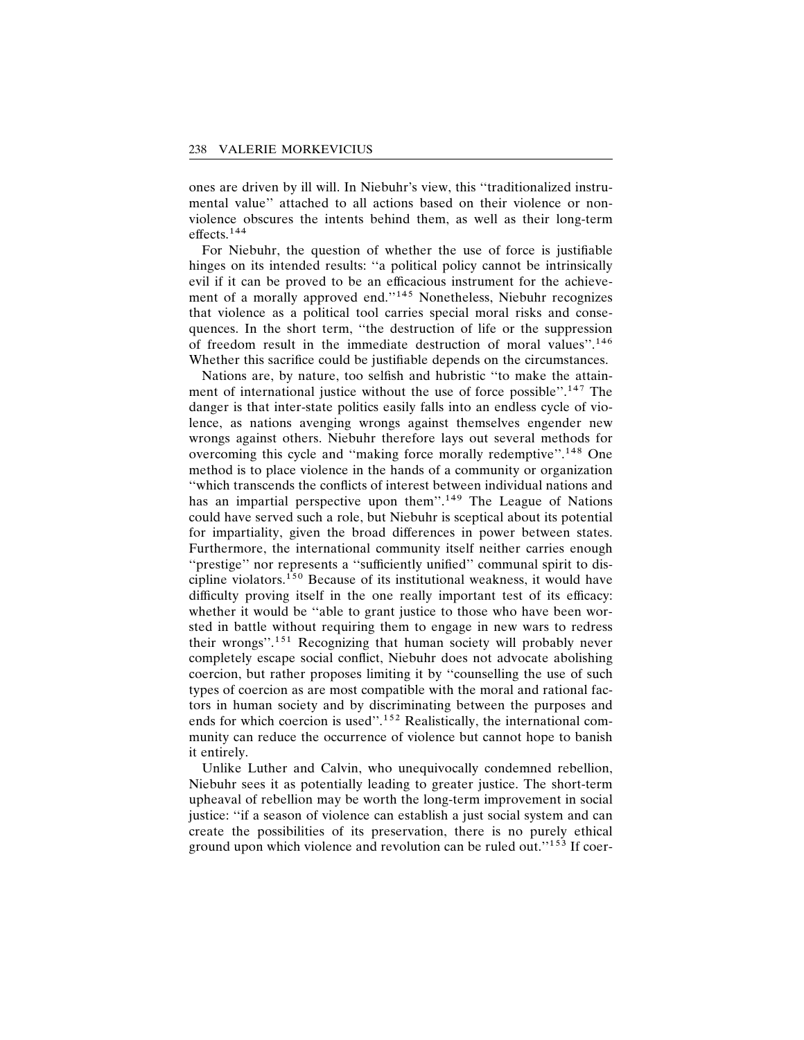ones are driven by ill will. In Niebuhr's view, this ''traditionalized instrumental value'' attached to all actions based on their violence or nonviolence obscures the intents behind them, as well as their long-term effects.[144]

For Niebuhr, the question of whether the use of force is justifiable hinges on its intended results: ''a political policy cannot be intrinsically evil if it can be proved to be an efficacious instrument for the achievement of a morally approved end.''[145] Nonetheless, Niebuhr recognizes that violence as a political tool carries special moral risks and consequences. In the short term, ''the destruction of life or the suppression of freedom result in the immediate destruction of moral values''.[146] Whether this sacrifice could be justifiable depends on the circumstances.

Nations are, by nature, too selfish and hubristic ''to make the attainment of international justice without the use of force possible''.[147] The danger is that inter-state politics easily falls into an endless cycle of violence, as nations avenging wrongs against themselves engender new wrongs against others. Niebuhr therefore lays out several methods for overcoming this cycle and ''making force morally redemptive''.[148] One method is to place violence in the hands of a community or organization ''which transcends the conflicts of interest between individual nations and has an impartial perspective upon them''.[149] The League of Nations could have served such a role, but Niebuhr is sceptical about its potential for impartiality, given the broad differences in power between states. Furthermore, the international community itself neither carries enough ''prestige'' nor represents a ''sufficiently unified'' communal spirit to discipline violators.[150] Because of its institutional weakness, it would have difficulty proving itself in the one really important test of its efficacy: whether it would be ''able to grant justice to those who have been worsted in battle without requiring them to engage in new wars to redress their wrongs''.[151] Recognizing that human society will probably never completely escape social conflict, Niebuhr does not advocate abolishing coercion, but rather proposes limiting it by ''counselling the use of such types of coercion as are most compatible with the moral and rational factors in human society and by discriminating between the purposes and ends for which coercion is used''.[152] Realistically, the international community can reduce the occurrence of violence but cannot hope to banish it entirely.

Unlike Luther and Calvin, who unequivocally condemned rebellion, Niebuhr sees it as potentially leading to greater justice. The short-term upheaval of rebellion may be worth the long-term improvement in social justice: ''if a season of violence can establish a just social system and can create the possibilities of its preservation, there is no purely ethical ground upon which violence and revolution can be ruled out.''[153] If coer-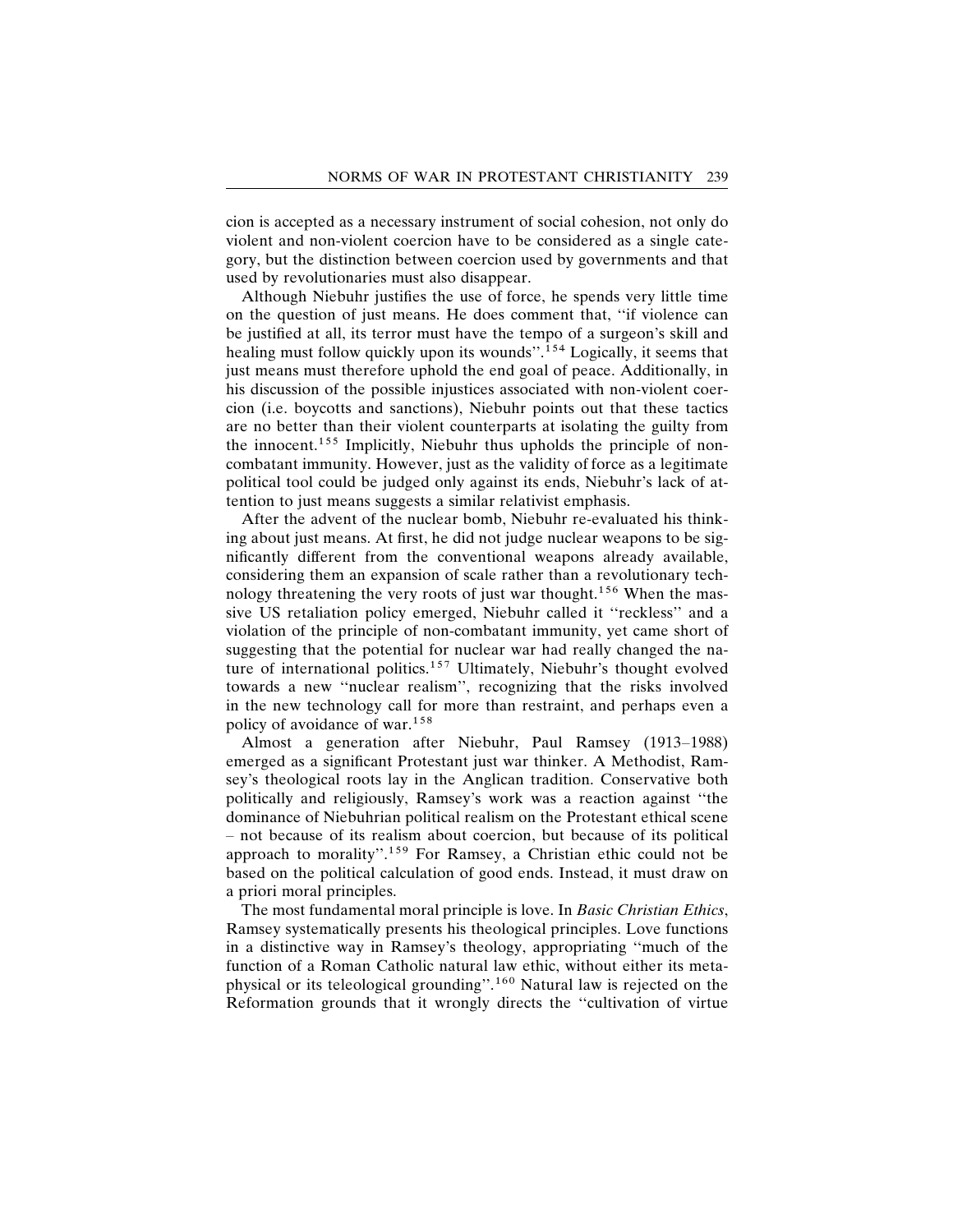cion is accepted as a necessary instrument of social cohesion, not only do violent and non-violent coercion have to be considered as a single category, but the distinction between coercion used by governments and that used by revolutionaries must also disappear.

Although Niebuhr justifies the use of force, he spends very little time on the question of just means. He does comment that, ''if violence can be justified at all, its terror must have the tempo of a surgeon's skill and healing must follow quickly upon its wounds''.[154] Logically, it seems that just means must therefore uphold the end goal of peace. Additionally, in his discussion of the possible injustices associated with non-violent coercion (i.e. boycotts and sanctions), Niebuhr points out that these tactics are no better than their violent counterparts at isolating the guilty from the innocent.[155] Implicitly, Niebuhr thus upholds the principle of non-combatant immunity. However, just as the validity of force as a legitimate political tool could be judged only against its ends, Niebuhr's lack of attention to just means suggests a similar relativist emphasis.

After the advent of the nuclear bomb, Niebuhr re-evaluated his thinking about just means. At first, he did not judge nuclear weapons to be significantly different from the conventional weapons already available, considering them an expansion of scale rather than a revolutionary technology threatening the very roots of just war thought.[156] When the massive US retaliation policy emerged, Niebuhr called it ''reckless'' and a violation of the principle of non-combatant immunity, yet came short of suggesting that the potential for nuclear war had really changed the nature of international politics.[157] Ultimately, Niebuhr's thought evolved towards a new ''nuclear realism'', recognizing that the risks involved in the new technology call for more than restraint, and perhaps even a policy of avoidance of war.[158]

Almost a generation after Niebuhr, Paul Ramsey (1913–1988) emerged as a significant Protestant just war thinker. A Methodist, Ramsey's theological roots lay in the Anglican tradition. Conservative both politically and religiously, Ramsey's work was a reaction against ''the dominance of Niebuhrian political realism on the Protestant ethical scene – not because of its realism about coercion, but because of its political approach to morality''.[159] For Ramsey, a Christian ethic could not be based on the political calculation of good ends. Instead, it must draw on a priori moral principles.

The most fundamental moral principle is love. In *Basic Christian Ethics*, Ramsey systematically presents his theological principles. Love functions in a distinctive way in Ramsey's theology, appropriating ''much of the function of a Roman Catholic natural law ethic, without either its metaphysical or its teleological grounding''.[160] Natural law is rejected on the Reformation grounds that it wrongly directs the ''cultivation of virtue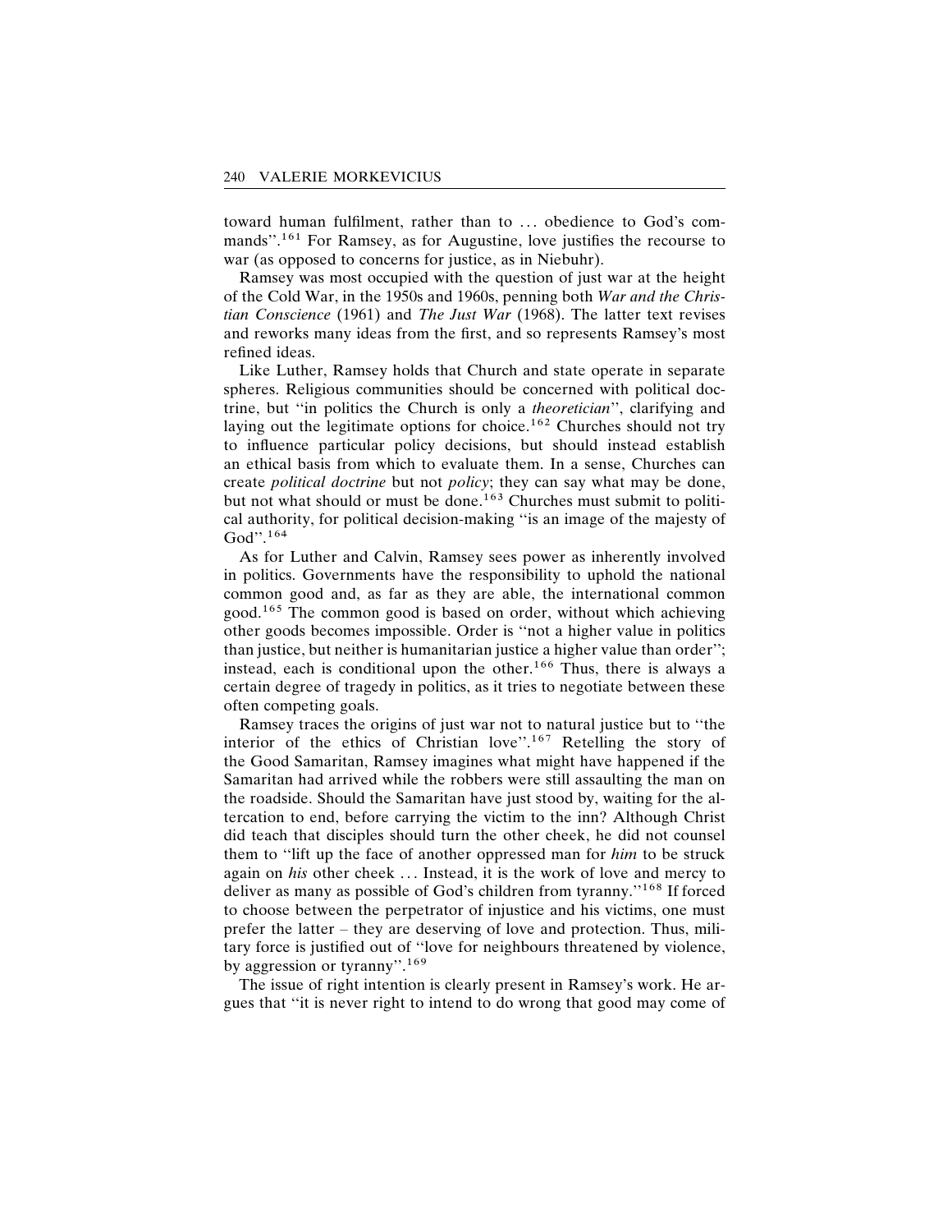toward human fulfilment, rather than to ... obedience to God's commands''.[161] For Ramsey, as for Augustine, love justifies the recourse to war (as opposed to concerns for justice, as in Niebuhr).

Ramsey was most occupied with the question of just war at the height of the Cold War, in the 1950s and 1960s, penning both *War and the Christian Conscience* (1961) and *The Just War* (1968). The latter text revises and reworks many ideas from the first, and so represents Ramsey's most refined ideas.

Like Luther, Ramsey holds that Church and state operate in separate spheres. Religious communities should be concerned with political doctrine, but ''in politics the Church is only a *theoretician*'', clarifying and laying out the legitimate options for choice.[162] Churches should not try to influence particular policy decisions, but should instead establish an ethical basis from which to evaluate them. In a sense, Churches can create *political doctrine* but not *policy*; they can say what may be done, but not what should or must be done.[163] Churches must submit to political authority, for political decision-making ''is an image of the majesty of God''.[164]

As for Luther and Calvin, Ramsey sees power as inherently involved in politics. Governments have the responsibility to uphold the national common good and, as far as they are able, the international common good.[165] The common good is based on order, without which achieving other goods becomes impossible. Order is ''not a higher value in politics than justice, but neither is humanitarian justice a higher value than order''; instead, each is conditional upon the other.[166] Thus, there is always a certain degree of tragedy in politics, as it tries to negotiate between these often competing goals.

Ramsey traces the origins of just war not to natural justice but to ''the interior of the ethics of Christian love''.[167] Retelling the story of the Good Samaritan, Ramsey imagines what might have happened if the Samaritan had arrived while the robbers were still assaulting the man on the roadside. Should the Samaritan have just stood by, waiting for the altercation to end, before carrying the victim to the inn? Although Christ did teach that disciples should turn the other cheek, he did not counsel them to ''lift up the face of another oppressed man for *him* to be struck again on *his* other cheek ... Instead, it is the work of love and mercy to deliver as many as possible of God's children from tyranny.''[168] If forced to choose between the perpetrator of injustice and his victims, one must prefer the latter – they are deserving of love and protection. Thus, military force is justified out of ''love for neighbours threatened by violence, by aggression or tyranny''.[169]

The issue of right intention is clearly present in Ramsey's work. He argues that ''it is never right to intend to do wrong that good may come of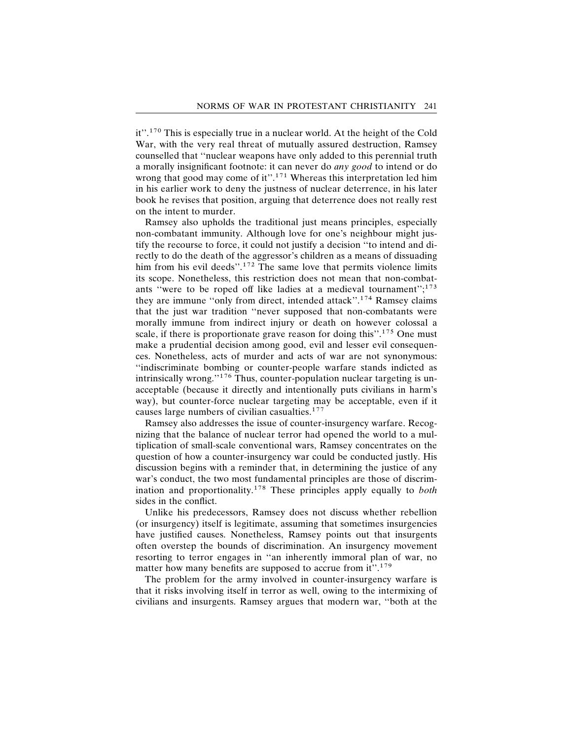it''.[170] This is especially true in a nuclear world. At the height of the Cold War, with the very real threat of mutually assured destruction, Ramsey counselled that ''nuclear weapons have only added to this perennial truth a morally insignificant footnote: it can never do *any good* to intend or do wrong that good may come of it''.[171] Whereas this interpretation led him in his earlier work to deny the justness of nuclear deterrence, in his later book he revises that position, arguing that deterrence does not really rest on the intent to murder.

Ramsey also upholds the traditional just means principles, especially non-combatant immunity. Although love for one's neighbour might justify the recourse to force, it could not justify a decision ''to intend and directly to do the death of the aggressor's children as a means of dissuading him from his evil deeds''.[172] The same love that permits violence limits its scope. Nonetheless, this restriction does not mean that non-combatants ''were to be roped off like ladies at a medieval tournament'';[173] they are immune ''only from direct, intended attack''.[174] Ramsey claims that the just war tradition ''never supposed that non-combatants were morally immune from indirect injury or death on however colossal a scale, if there is proportionate grave reason for doing this''.[175] One must make a prudential decision among good, evil and lesser evil consequences. Nonetheless, acts of murder and acts of war are not synonymous: ''indiscriminate bombing or counter-people warfare stands indicted as intrinsically wrong.''[176] Thus, counter-population nuclear targeting is unacceptable (because it directly and intentionally puts civilians in harm's way), but counter-force nuclear targeting may be acceptable, even if it causes large numbers of civilian casualties.[177]

Ramsey also addresses the issue of counter-insurgency warfare. Recognizing that the balance of nuclear terror had opened the world to a multiplication of small-scale conventional wars, Ramsey concentrates on the question of how a counter-insurgency war could be conducted justly. His discussion begins with a reminder that, in determining the justice of any war's conduct, the two most fundamental principles are those of discrimination and proportionality.[178] These principles apply equally to *both* sides in the conflict.

Unlike his predecessors, Ramsey does not discuss whether rebellion (or insurgency) itself is legitimate, assuming that sometimes insurgencies have justified causes. Nonetheless, Ramsey points out that insurgents often overstep the bounds of discrimination. An insurgency movement resorting to terror engages in ''an inherently immoral plan of war, no matter how many benefits are supposed to accrue from it''.[179]

The problem for the army involved in counter-insurgency warfare is that it risks involving itself in terror as well, owing to the intermixing of civilians and insurgents. Ramsey argues that modern war, ''both at the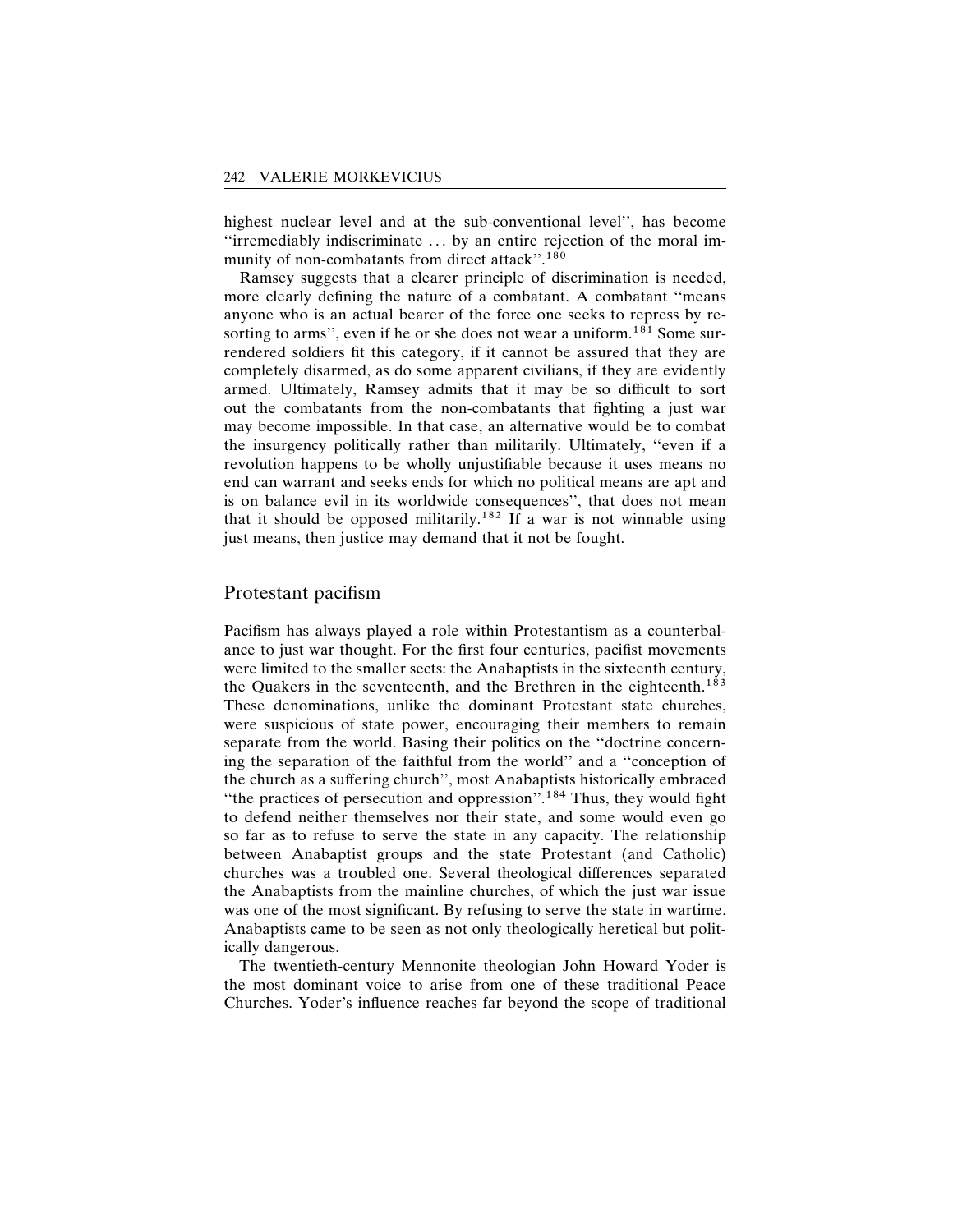highest nuclear level and at the sub-conventional level'', has become ''irremediably indiscriminate ... by an entire rejection of the moral immunity of non-combatants from direct attack''.[180]

Ramsey suggests that a clearer principle of discrimination is needed, more clearly defining the nature of a combatant. A combatant ''means anyone who is an actual bearer of the force one seeks to repress by resorting to arms'', even if he or she does not wear a uniform.[181] Some surrendered soldiers fit this category, if it cannot be assured that they are completely disarmed, as do some apparent civilians, if they are evidently armed. Ultimately, Ramsey admits that it may be so difficult to sort out the combatants from the non-combatants that fighting a just war may become impossible. In that case, an alternative would be to combat the insurgency politically rather than militarily. Ultimately, ''even if a revolution happens to be wholly unjustifiable because it uses means no end can warrant and seeks ends for which no political means are apt and is on balance evil in its worldwide consequences'', that does not mean that it should be opposed militarily.[182] If a war is not winnable using just means, then justice may demand that it not be fought.

## Protestant pacifism

Pacifism has always played a role within Protestantism as a counterbalance to just war thought. For the first four centuries, pacifist movements were limited to the smaller sects: the Anabaptists in the sixteenth century, the Quakers in the seventeenth, and the Brethren in the eighteenth.[183] These denominations, unlike the dominant Protestant state churches, were suspicious of state power, encouraging their members to remain separate from the world. Basing their politics on the ''doctrine concerning the separation of the faithful from the world'' and a ''conception of the church as a suffering church'', most Anabaptists historically embraced ''the practices of persecution and oppression''.[184] Thus, they would fight to defend neither themselves nor their state, and some would even go so far as to refuse to serve the state in any capacity. The relationship between Anabaptist groups and the state Protestant (and Catholic) churches was a troubled one. Several theological differences separated the Anabaptists from the mainline churches, of which the just war issue was one of the most significant. By refusing to serve the state in wartime, Anabaptists came to be seen as not only theologically heretical but politically dangerous.

The twentieth-century Mennonite theologian John Howard Yoder is the most dominant voice to arise from one of these traditional Peace Churches. Yoder's influence reaches far beyond the scope of traditional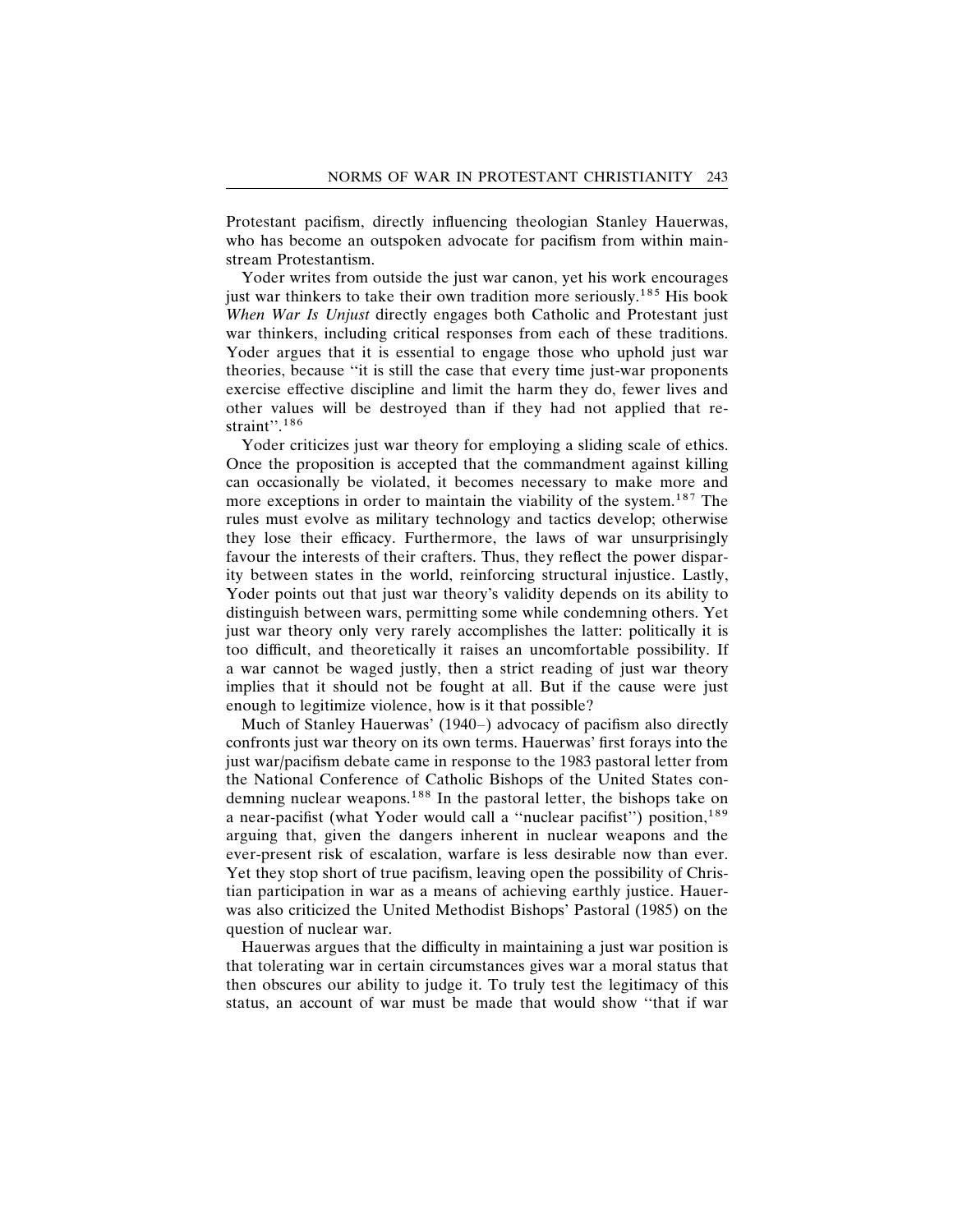Protestant pacifism, directly influencing theologian Stanley Hauerwas, who has become an outspoken advocate for pacifism from within mainstream Protestantism.

Yoder writes from outside the just war canon, yet his work encourages just war thinkers to take their own tradition more seriously.[185] His book *When War Is Unjust* directly engages both Catholic and Protestant just war thinkers, including critical responses from each of these traditions. Yoder argues that it is essential to engage those who uphold just war theories, because ''it is still the case that every time just-war proponents exercise effective discipline and limit the harm they do, fewer lives and other values will be destroyed than if they had not applied that restraint''.[186]

Yoder criticizes just war theory for employing a sliding scale of ethics. Once the proposition is accepted that the commandment against killing can occasionally be violated, it becomes necessary to make more and more exceptions in order to maintain the viability of the system.[187] The rules must evolve as military technology and tactics develop; otherwise they lose their efficacy. Furthermore, the laws of war unsurprisingly favour the interests of their crafters. Thus, they reflect the power disparity between states in the world, reinforcing structural injustice. Lastly, Yoder points out that just war theory's validity depends on its ability to distinguish between wars, permitting some while condemning others. Yet just war theory only very rarely accomplishes the latter: politically it is too difficult, and theoretically it raises an uncomfortable possibility. If a war cannot be waged justly, then a strict reading of just war theory implies that it should not be fought at all. But if the cause were just enough to legitimize violence, how is it that possible?

Much of Stanley Hauerwas' (1940–) advocacy of pacifism also directly confronts just war theory on its own terms. Hauerwas' first forays into the just war/pacifism debate came in response to the 1983 pastoral letter from the National Conference of Catholic Bishops of the United States condemning nuclear weapons.[188] In the pastoral letter, the bishops take on a near-pacifist (what Yoder would call a ''nuclear pacifist'') position,[189] arguing that, given the dangers inherent in nuclear weapons and the ever-present risk of escalation, warfare is less desirable now than ever. Yet they stop short of true pacifism, leaving open the possibility of Christian participation in war as a means of achieving earthly justice. Hauerwas also criticized the United Methodist Bishops' Pastoral (1985) on the question of nuclear war.

Hauerwas argues that the difficulty in maintaining a just war position is that tolerating war in certain circumstances gives war a moral status that then obscures our ability to judge it. To truly test the legitimacy of this status, an account of war must be made that would show ''that if war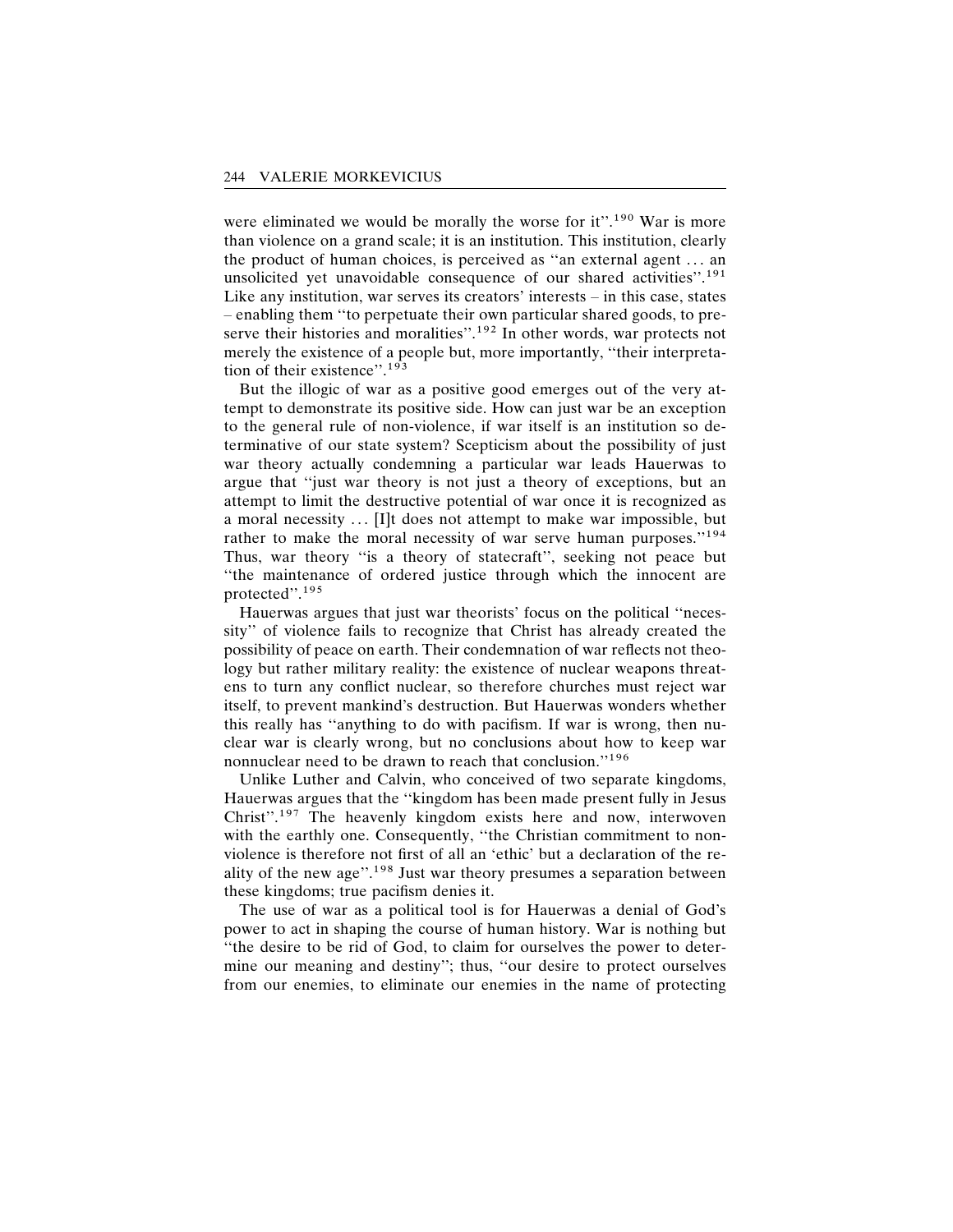were eliminated we would be morally the worse for it''.[190] War is more than violence on a grand scale; it is an institution. This institution, clearly the product of human choices, is perceived as ''an external agent … an unsolicited yet unavoidable consequence of our shared activities''.[191] Like any institution, war serves its creators' interests – in this case, states – enabling them ''to perpetuate their own particular shared goods, to preserve their histories and moralities''.[192] In other words, war protects not merely the existence of a people but, more importantly, ''their interpretation of their existence''.[193]

But the illogic of war as a positive good emerges out of the very attempt to demonstrate its positive side. How can just war be an exception to the general rule of non-violence, if war itself is an institution so determinative of our state system? Scepticism about the possibility of just war theory actually condemning a particular war leads Hauerwas to argue that ''just war theory is not just a theory of exceptions, but an attempt to limit the destructive potential of war once it is recognized as a moral necessity … [I]t does not attempt to make war impossible, but rather to make the moral necessity of war serve human purposes.''[194] Thus, war theory ''is a theory of statecraft'', seeking not peace but ''the maintenance of ordered justice through which the innocent are protected''.[195]

Hauerwas argues that just war theorists' focus on the political ''necessity'' of violence fails to recognize that Christ has already created the possibility of peace on earth. Their condemnation of war reflects not theology but rather military reality: the existence of nuclear weapons threatens to turn any conflict nuclear, so therefore churches must reject war itself, to prevent mankind's destruction. But Hauerwas wonders whether this really has ''anything to do with pacifism. If war is wrong, then nuclear war is clearly wrong, but no conclusions about how to keep war nonnuclear need to be drawn to reach that conclusion.''[196]

Unlike Luther and Calvin, who conceived of two separate kingdoms, Hauerwas argues that the ''kingdom has been made present fully in Jesus Christ''.[197] The heavenly kingdom exists here and now, interwoven with the earthly one. Consequently, ''the Christian commitment to nonviolence is therefore not first of all an 'ethic' but a declaration of the reality of the new age''.[198] Just war theory presumes a separation between these kingdoms; true pacifism denies it.

The use of war as a political tool is for Hauerwas a denial of God's power to act in shaping the course of human history. War is nothing but ''the desire to be rid of God, to claim for ourselves the power to determine our meaning and destiny''; thus, ''our desire to protect ourselves from our enemies, to eliminate our enemies in the name of protecting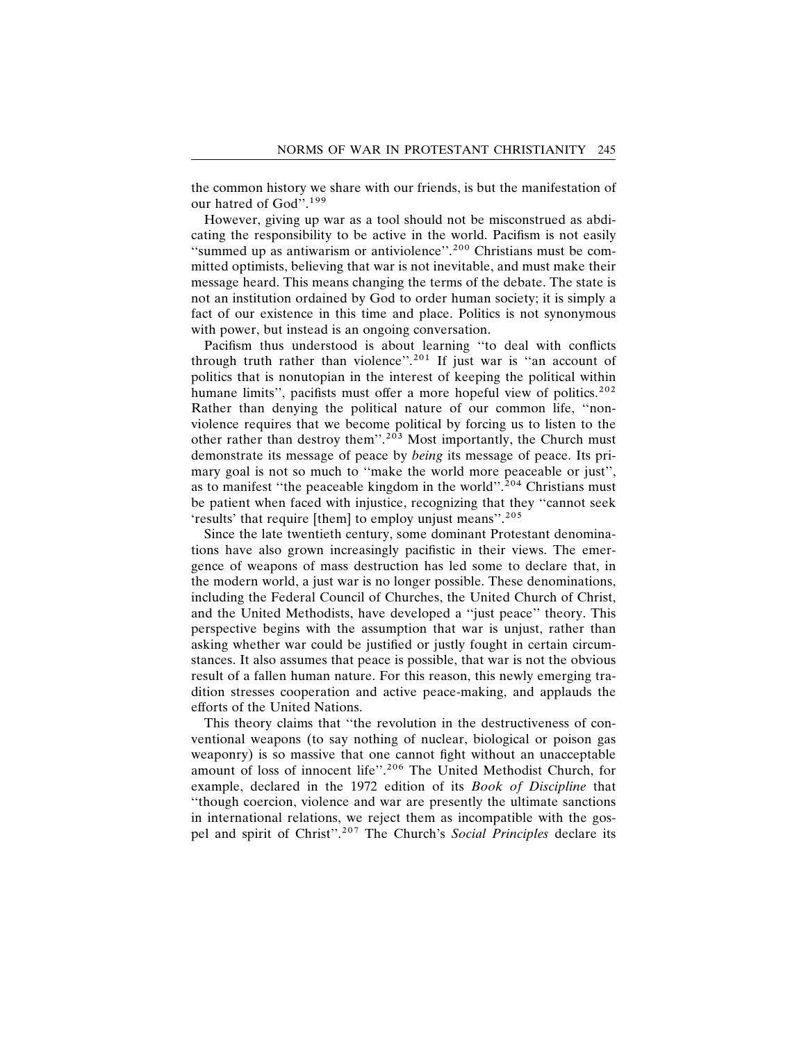the common history we share with our friends, is but the manifestation of our hatred of God''.[199]

However, giving up war as a tool should not be misconstrued as abdicating the responsibility to be active in the world. Pacifism is not easily ''summed up as antiwarism or antiviolence''.[200] Christians must be committed optimists, believing that war is not inevitable, and must make their message heard. This means changing the terms of the debate. The state is not an institution ordained by God to order human society; it is simply a fact of our existence in this time and place. Politics is not synonymous with power, but instead is an ongoing conversation.

Pacifism thus understood is about learning ''to deal with conflicts through truth rather than violence''.[201] If just war is ''an account of politics that is nonutopian in the interest of keeping the political within humane limits'', pacifists must offer a more hopeful view of politics.[202] Rather than denying the political nature of our common life, ''nonviolence requires that we become political by forcing us to listen to the other rather than destroy them''.[203] Most importantly, the Church must demonstrate its message of peace by *being* its message of peace. Its primary goal is not so much to ''make the world more peaceable or just'', as to manifest ''the peaceable kingdom in the world''.[204] Christians must be patient when faced with injustice, recognizing that they ''cannot seek 'results' that require [them] to employ unjust means''.[205]

Since the late twentieth century, some dominant Protestant denominations have also grown increasingly pacifistic in their views. The emergence of weapons of mass destruction has led some to declare that, in the modern world, a just war is no longer possible. These denominations, including the Federal Council of Churches, the United Church of Christ, and the United Methodists, have developed a ''just peace'' theory. This perspective begins with the assumption that war is unjust, rather than asking whether war could be justified or justly fought in certain circumstances. It also assumes that peace is possible, that war is not the obvious result of a fallen human nature. For this reason, this newly emerging tradition stresses cooperation and active peace-making, and applauds the efforts of the United Nations.

This theory claims that ''the revolution in the destructiveness of conventional weapons (to say nothing of nuclear, biological or poison gas weaponry) is so massive that one cannot fight without an unacceptable amount of loss of innocent life''.[206] The United Methodist Church, for example, declared in the 1972 edition of its *Book of Discipline* that ''though coercion, violence and war are presently the ultimate sanctions in international relations, we reject them as incompatible with the gospel and spirit of Christ''.[207] The Church's *Social Principles* declare its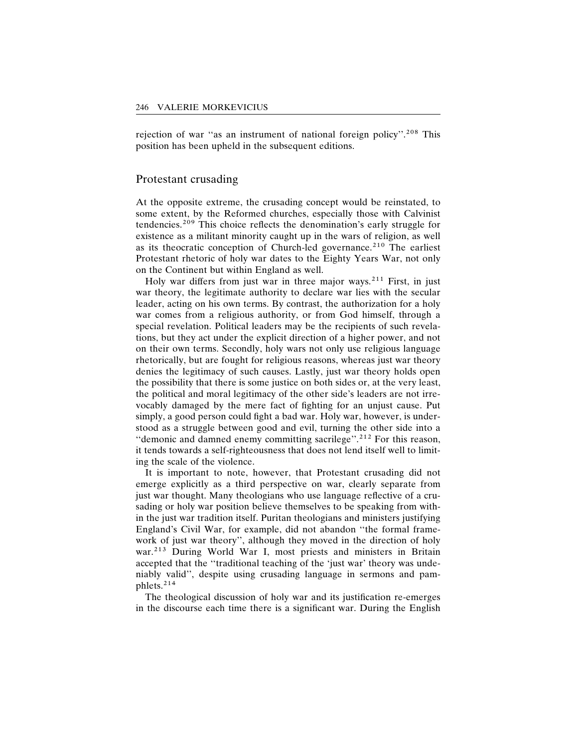rejection of war "as an instrument of national foreign policy".[208] This position has been upheld in the subsequent editions.

## Protestant crusading

At the opposite extreme, the crusading concept would be reinstated, to some extent, by the Reformed churches, especially those with Calvinist tendencies.[209] This choice reflects the denomination's early struggle for existence as a militant minority caught up in the wars of religion, as well as its theocratic conception of Church-led governance.[210] The earliest Protestant rhetoric of holy war dates to the Eighty Years War, not only on the Continent but within England as well.

Holy war differs from just war in three major ways.[211] First, in just war theory, the legitimate authority to declare war lies with the secular leader, acting on his own terms. By contrast, the authorization for a holy war comes from a religious authority, or from God himself, through a special revelation. Political leaders may be the recipients of such revelations, but they act under the explicit direction of a higher power, and not on their own terms. Secondly, holy wars not only use religious language rhetorically, but are fought for religious reasons, whereas just war theory denies the legitimacy of such causes. Lastly, just war theory holds open the possibility that there is some justice on both sides or, at the very least, the political and moral legitimacy of the other side's leaders are not irrevocably damaged by the mere fact of fighting for an unjust cause. Put simply, a good person could fight a bad war. Holy war, however, is understood as a struggle between good and evil, turning the other side into a "demonic and damned enemy committing sacrilege".[212] For this reason, it tends towards a self-righteousness that does not lend itself well to limiting the scale of the violence.

It is important to note, however, that Protestant crusading did not emerge explicitly as a third perspective on war, clearly separate from just war thought. Many theologians who use language reflective of a crusading or holy war position believe themselves to be speaking from within the just war tradition itself. Puritan theologians and ministers justifying England's Civil War, for example, did not abandon "the formal framework of just war theory", although they moved in the direction of holy war.[213] During World War I, most priests and ministers in Britain accepted that the "traditional teaching of the 'just war' theory was undeniably valid", despite using crusading language in sermons and pamphlets.[214]

The theological discussion of holy war and its justification re-emerges in the discourse each time there is a significant war. During the English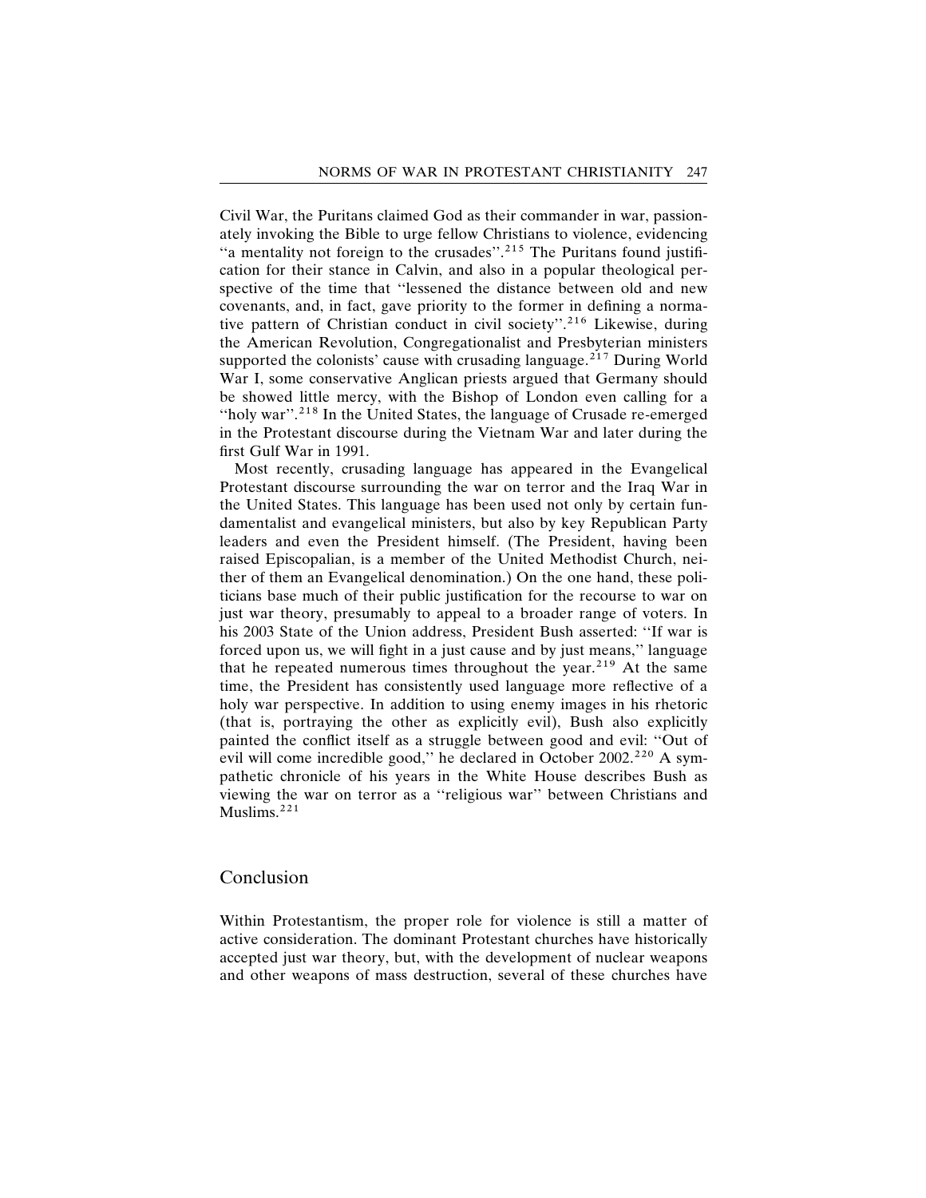Civil War, the Puritans claimed God as their commander in war, passionately invoking the Bible to urge fellow Christians to violence, evidencing "a mentality not foreign to the crusades".[215] The Puritans found justification for their stance in Calvin, and also in a popular theological perspective of the time that "lessened the distance between old and new covenants, and, in fact, gave priority to the former in defining a normative pattern of Christian conduct in civil society".[216] Likewise, during the American Revolution, Congregationalist and Presbyterian ministers supported the colonists' cause with crusading language.[217] During World War I, some conservative Anglican priests argued that Germany should be showed little mercy, with the Bishop of London even calling for a "holy war".[218] In the United States, the language of Crusade re-emerged in the Protestant discourse during the Vietnam War and later during the first Gulf War in 1991.

Most recently, crusading language has appeared in the Evangelical Protestant discourse surrounding the war on terror and the Iraq War in the United States. This language has been used not only by certain fundamentalist and evangelical ministers, but also by key Republican Party leaders and even the President himself. (The President, having been raised Episcopalian, is a member of the United Methodist Church, neither of them an Evangelical denomination.) On the one hand, these politicians base much of their public justification for the recourse to war on just war theory, presumably to appeal to a broader range of voters. In his 2003 State of the Union address, President Bush asserted: "If war is forced upon us, we will fight in a just cause and by just means," language that he repeated numerous times throughout the year.[219] At the same time, the President has consistently used language more reflective of a holy war perspective. In addition to using enemy images in his rhetoric (that is, portraying the other as explicitly evil), Bush also explicitly painted the conflict itself as a struggle between good and evil: "Out of evil will come incredible good," he declared in October 2002.[220] A sympathetic chronicle of his years in the White House describes Bush as viewing the war on terror as a "religious war" between Christians and Muslims.[221]

## Conclusion

Within Protestantism, the proper role for violence is still a matter of active consideration. The dominant Protestant churches have historically accepted just war theory, but, with the development of nuclear weapons and other weapons of mass destruction, several of these churches have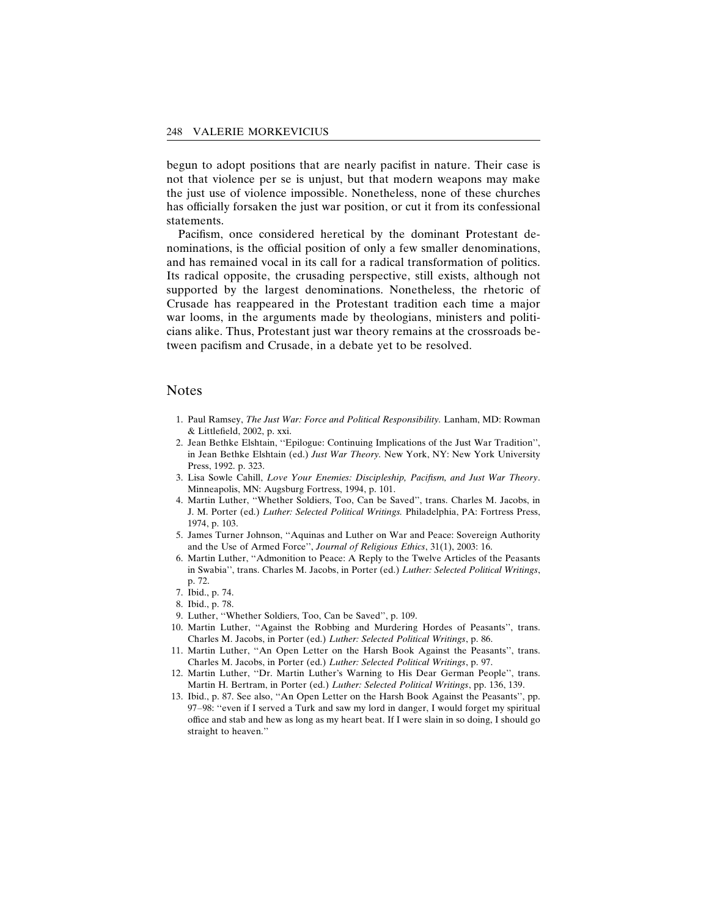begun to adopt positions that are nearly pacifist in nature. Their case is not that violence per se is unjust, but that modern weapons may make the just use of violence impossible. Nonetheless, none of these churches has officially forsaken the just war position, or cut it from its confessional statements.

Pacifism, once considered heretical by the dominant Protestant denominations, is the official position of only a few smaller denominations, and has remained vocal in its call for a radical transformation of politics. Its radical opposite, the crusading perspective, still exists, although not supported by the largest denominations. Nonetheless, the rhetoric of Crusade has reappeared in the Protestant tradition each time a major war looms, in the arguments made by theologians, ministers and politicians alike. Thus, Protestant just war theory remains at the crossroads between pacifism and Crusade, in a debate yet to be resolved.

## Notes

1. Paul Ramsey, *The Just War: Force and Political Responsibility.* Lanham, MD: Rowman & Littlefield, 2002, p. xxi.
2. Jean Bethke Elshtain, ''Epilogue: Continuing Implications of the Just War Tradition'', in Jean Bethke Elshtain (ed.) *Just War Theory.* New York, NY: New York University Press, 1992. p. 323.
3. Lisa Sowle Cahill, *Love Your Enemies: Discipleship, Pacifism, and Just War Theory*. Minneapolis, MN: Augsburg Fortress, 1994, p. 101.
4. Martin Luther, ''Whether Soldiers, Too, Can be Saved'', trans. Charles M. Jacobs, in J. M. Porter (ed.) *Luther: Selected Political Writings.* Philadelphia, PA: Fortress Press, 1974, p. 103.
5. James Turner Johnson, ''Aquinas and Luther on War and Peace: Sovereign Authority and the Use of Armed Force'', *Journal of Religious Ethics*, 31(1), 2003: 16.
6. Martin Luther, ''Admonition to Peace: A Reply to the Twelve Articles of the Peasants in Swabia'', trans. Charles M. Jacobs, in Porter (ed.) *Luther: Selected Political Writings*, p. 72.
7. Ibid., p. 74.
8. Ibid., p. 78.
9. Luther, ''Whether Soldiers, Too, Can be Saved'', p. 109.
10. Martin Luther, ''Against the Robbing and Murdering Hordes of Peasants'', trans. Charles M. Jacobs, in Porter (ed.) *Luther: Selected Political Writings*, p. 86.
11. Martin Luther, ''An Open Letter on the Harsh Book Against the Peasants'', trans. Charles M. Jacobs, in Porter (ed.) *Luther: Selected Political Writings*, p. 97.
12. Martin Luther, ''Dr. Martin Luther's Warning to His Dear German People'', trans. Martin H. Bertram, in Porter (ed.) *Luther: Selected Political Writings*, pp. 136, 139.
13. Ibid., p. 87. See also, ''An Open Letter on the Harsh Book Against the Peasants'', pp. 97–98: ''even if I served a Turk and saw my lord in danger, I would forget my spiritual office and stab and hew as long as my heart beat. If I were slain in so doing, I should go straight to heaven.''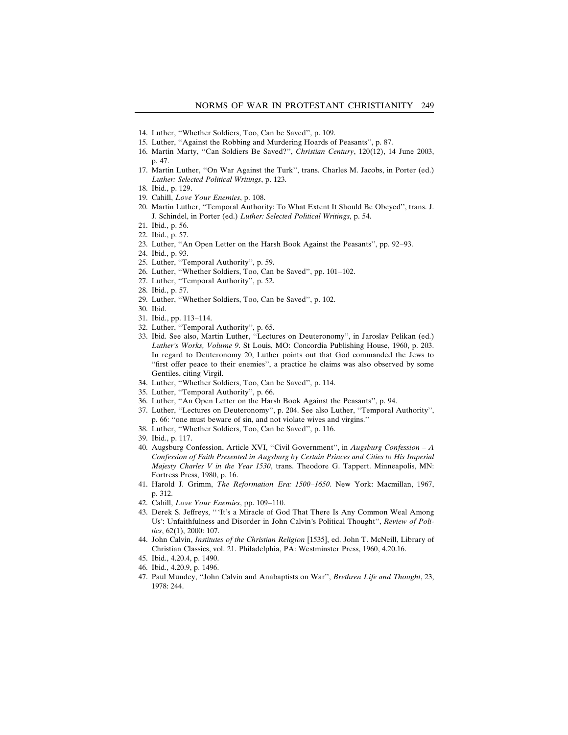14. Luther, "Whether Soldiers, Too, Can be Saved", p. 109.
15. Luther, "Against the Robbing and Murdering Hoards of Peasants", p. 87.
16. Martin Marty, "Can Soldiers Be Saved?", *Christian Century*, 120(12), 14 June 2003, p. 47.
17. Martin Luther, "On War Against the Turk", trans. Charles M. Jacobs, in Porter (ed.) *Luther: Selected Political Writings*, p. 123.
18. Ibid., p. 129.
19. Cahill, *Love Your Enemies*, p. 108.
20. Martin Luther, "Temporal Authority: To What Extent It Should Be Obeyed", trans. J. J. Schindel, in Porter (ed.) *Luther: Selected Political Writings*, p. 54.
21. Ibid., p. 56.
22. Ibid., p. 57.
23. Luther, "An Open Letter on the Harsh Book Against the Peasants", pp. 92–93.
24. Ibid., p. 93.
25. Luther, "Temporal Authority", p. 59.
26. Luther, "Whether Soldiers, Too, Can be Saved", pp. 101–102.
27. Luther, "Temporal Authority", p. 52.
28. Ibid., p. 57.
29. Luther, "Whether Soldiers, Too, Can be Saved", p. 102.
30. Ibid.
31. Ibid., pp. 113–114.
32. Luther, "Temporal Authority", p. 65.
33. Ibid. See also, Martin Luther, "Lectures on Deuteronomy", in Jaroslav Pelikan (ed.) *Luther's Works, Volume 9*. St Louis, MO: Concordia Publishing House, 1960, p. 203. In regard to Deuteronomy 20, Luther points out that God commanded the Jews to "first offer peace to their enemies", a practice he claims was also observed by some Gentiles, citing Virgil.
34. Luther, "Whether Soldiers, Too, Can be Saved", p. 114.
35. Luther, "Temporal Authority", p. 66.
36. Luther, "An Open Letter on the Harsh Book Against the Peasants", p. 94.
37. Luther, "Lectures on Deuteronomy", p. 204. See also Luther, "Temporal Authority", p. 66: "one must beware of sin, and not violate wives and virgins."
38. Luther, "Whether Soldiers, Too, Can be Saved", p. 116.
39. Ibid., p. 117.
40. Augsburg Confession, Article XVI, "Civil Government", in *Augsburg Confession – A Confession of Faith Presented in Augsburg by Certain Princes and Cities to His Imperial Majesty Charles V in the Year 1530*, trans. Theodore G. Tappert. Minneapolis, MN: Fortress Press, 1980, p. 16.
41. Harold J. Grimm, *The Reformation Era: 1500–1650*. New York: Macmillan, 1967, p. 312.
42. Cahill, *Love Your Enemies*, pp. 109–110.
43. Derek S. Jeffreys, "'It's a Miracle of God That There Is Any Common Weal Among Us': Unfaithfulness and Disorder in John Calvin's Political Thought", *Review of Politics*, 62(1), 2000: 107.
44. John Calvin, *Institutes of the Christian Religion* [1535], ed. John T. McNeill, Library of Christian Classics, vol. 21. Philadelphia, PA: Westminster Press, 1960, 4.20.16.
45. Ibid., 4.20.4, p. 1490.
46. Ibid., 4.20.9, p. 1496.
47. Paul Mundey, "John Calvin and Anabaptists on War", *Brethren Life and Thought*, 23, 1978: 244.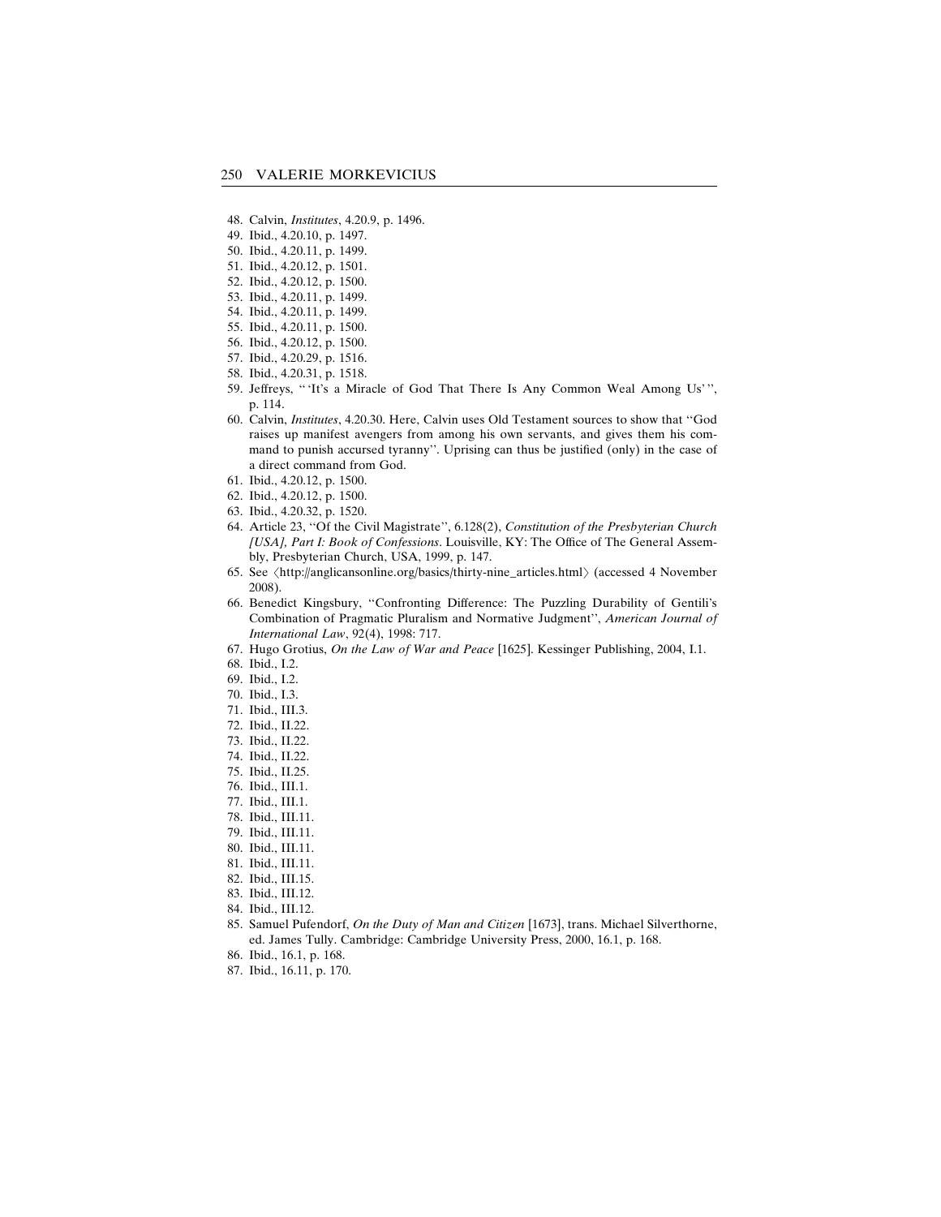48. Calvin, *Institutes*, 4.20.9, p. 1496.
49. Ibid., 4.20.10, p. 1497.
50. Ibid., 4.20.11, p. 1499.
51. Ibid., 4.20.12, p. 1501.
52. Ibid., 4.20.12, p. 1500.
53. Ibid., 4.20.11, p. 1499.
54. Ibid., 4.20.11, p. 1499.
55. Ibid., 4.20.11, p. 1500.
56. Ibid., 4.20.12, p. 1500.
57. Ibid., 4.20.29, p. 1516.
58. Ibid., 4.20.31, p. 1518.
59. Jeffreys, "'It's a Miracle of God That There Is Any Common Weal Among Us'", p. 114.
60. Calvin, *Institutes*, 4.20.30. Here, Calvin uses Old Testament sources to show that "God raises up manifest avengers from among his own servants, and gives them his command to punish accursed tyranny". Uprising can thus be justified (only) in the case of a direct command from God.
61. Ibid., 4.20.12, p. 1500.
62. Ibid., 4.20.12, p. 1500.
63. Ibid., 4.20.32, p. 1520.
64. Article 23, "Of the Civil Magistrate", 6.128(2), *Constitution of the Presbyterian Church [USA], Part I: Book of Confessions*. Louisville, KY: The Office of The General Assembly, Presbyterian Church, USA, 1999, p. 147.
65. See ⟨http://anglicansonline.org/basics/thirty-nine_articles.html⟩ (accessed 4 November 2008).
66. Benedict Kingsbury, "Confronting Difference: The Puzzling Durability of Gentili's Combination of Pragmatic Pluralism and Normative Judgment", *American Journal of International Law*, 92(4), 1998: 717.
67. Hugo Grotius, *On the Law of War and Peace* [1625]. Kessinger Publishing, 2004, I.1.
68. Ibid., I.2.
69. Ibid., I.2.
70. Ibid., I.3.
71. Ibid., III.3.
72. Ibid., II.22.
73. Ibid., II.22.
74. Ibid., II.22.
75. Ibid., II.25.
76. Ibid., III.1.
77. Ibid., III.1.
78. Ibid., III.11.
79. Ibid., III.11.
80. Ibid., III.11.
81. Ibid., III.11.
82. Ibid., III.15.
83. Ibid., III.12.
84. Ibid., III.12.
85. Samuel Pufendorf, *On the Duty of Man and Citizen* [1673], trans. Michael Silverthorne, ed. James Tully. Cambridge: Cambridge University Press, 2000, 16.1, p. 168.
86. Ibid., 16.1, p. 168.
87. Ibid., 16.11, p. 170.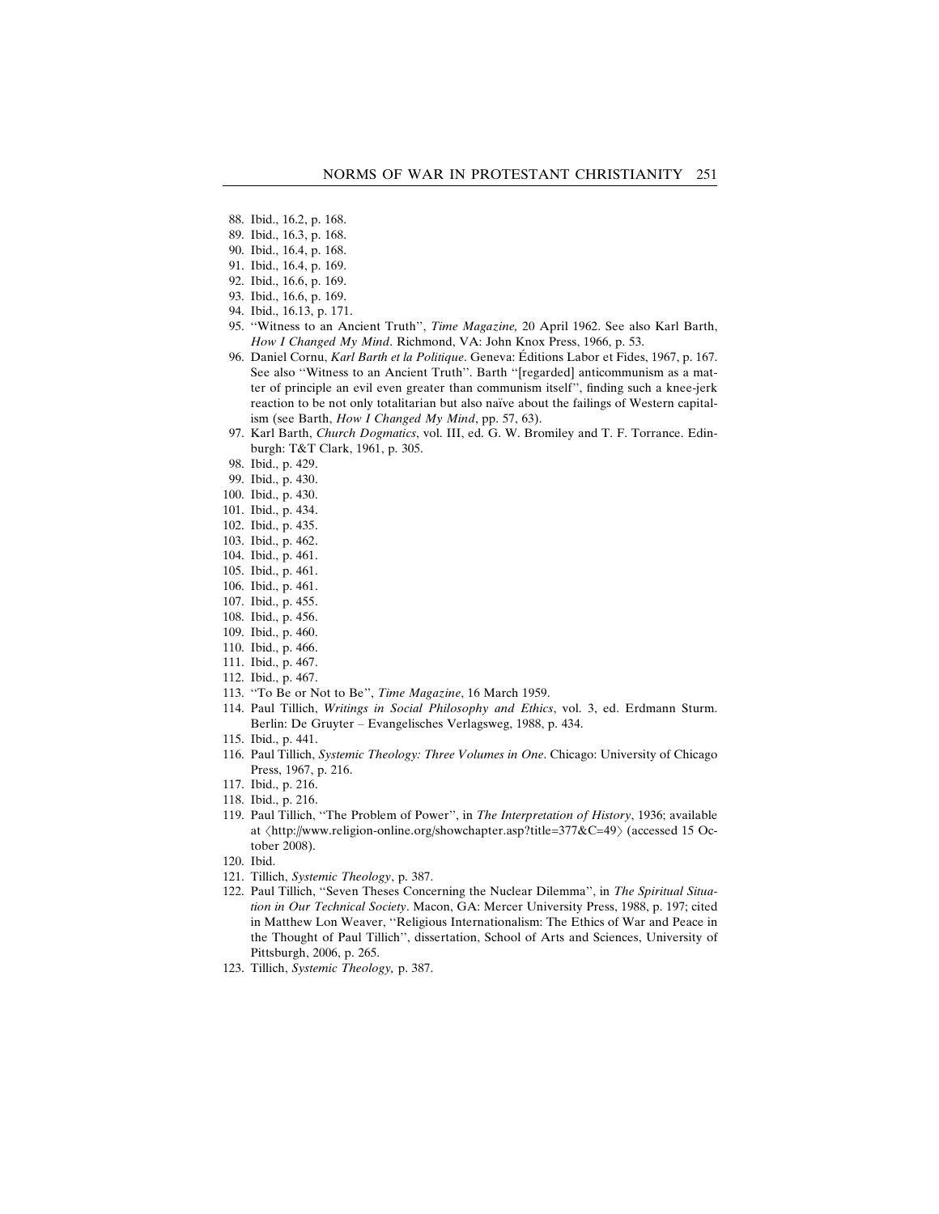88. Ibid., 16.2, p. 168.
89. Ibid., 16.3, p. 168.
90. Ibid., 16.4, p. 168.
91. Ibid., 16.4, p. 169.
92. Ibid., 16.6, p. 169.
93. Ibid., 16.6, p. 169.
94. Ibid., 16.13, p. 171.
95. ''Witness to an Ancient Truth'', *Time Magazine,* 20 April 1962. See also Karl Barth, *How I Changed My Mind*. Richmond, VA: John Knox Press, 1966, p. 53.
96. Daniel Cornu, *Karl Barth et la Politique*. Geneva: Éditions Labor et Fides, 1967, p. 167. See also ''Witness to an Ancient Truth''. Barth ''[regarded] anticommunism as a matter of principle an evil even greater than communism itself'', finding such a knee-jerk reaction to be not only totalitarian but also naïve about the failings of Western capitalism (see Barth, *How I Changed My Mind*, pp. 57, 63).
97. Karl Barth, *Church Dogmatics*, vol. III, ed. G. W. Bromiley and T. F. Torrance. Edinburgh: T&T Clark, 1961, p. 305.
98. Ibid., p. 429.
99. Ibid., p. 430.
100. Ibid., p. 430.
101. Ibid., p. 434.
102. Ibid., p. 435.
103. Ibid., p. 462.
104. Ibid., p. 461.
105. Ibid., p. 461.
106. Ibid., p. 461.
107. Ibid., p. 455.
108. Ibid., p. 456.
109. Ibid., p. 460.
110. Ibid., p. 466.
111. Ibid., p. 467.
112. Ibid., p. 467.
113. ''To Be or Not to Be'', *Time Magazine*, 16 March 1959.
114. Paul Tillich, *Writings in Social Philosophy and Ethics*, vol. 3, ed. Erdmann Sturm. Berlin: De Gruyter – Evangelisches Verlagsweg, 1988, p. 434.
115. Ibid., p. 441.
116. Paul Tillich, *Systemic Theology: Three Volumes in One*. Chicago: University of Chicago Press, 1967, p. 216.
117. Ibid., p. 216.
118. Ibid., p. 216.
119. Paul Tillich, ''The Problem of Power'', in *The Interpretation of History*, 1936; available at ⟨http://www.religion-online.org/showchapter.asp?title=377&C=49⟩ (accessed 15 October 2008).
120. Ibid.
121. Tillich, *Systemic Theology*, p. 387.
122. Paul Tillich, ''Seven Theses Concerning the Nuclear Dilemma'', in *The Spiritual Situation in Our Technical Society*. Macon, GA: Mercer University Press, 1988, p. 197; cited in Matthew Lon Weaver, ''Religious Internationalism: The Ethics of War and Peace in the Thought of Paul Tillich'', dissertation, School of Arts and Sciences, University of Pittsburgh, 2006, p. 265.
123. Tillich, *Systemic Theology,* p. 387.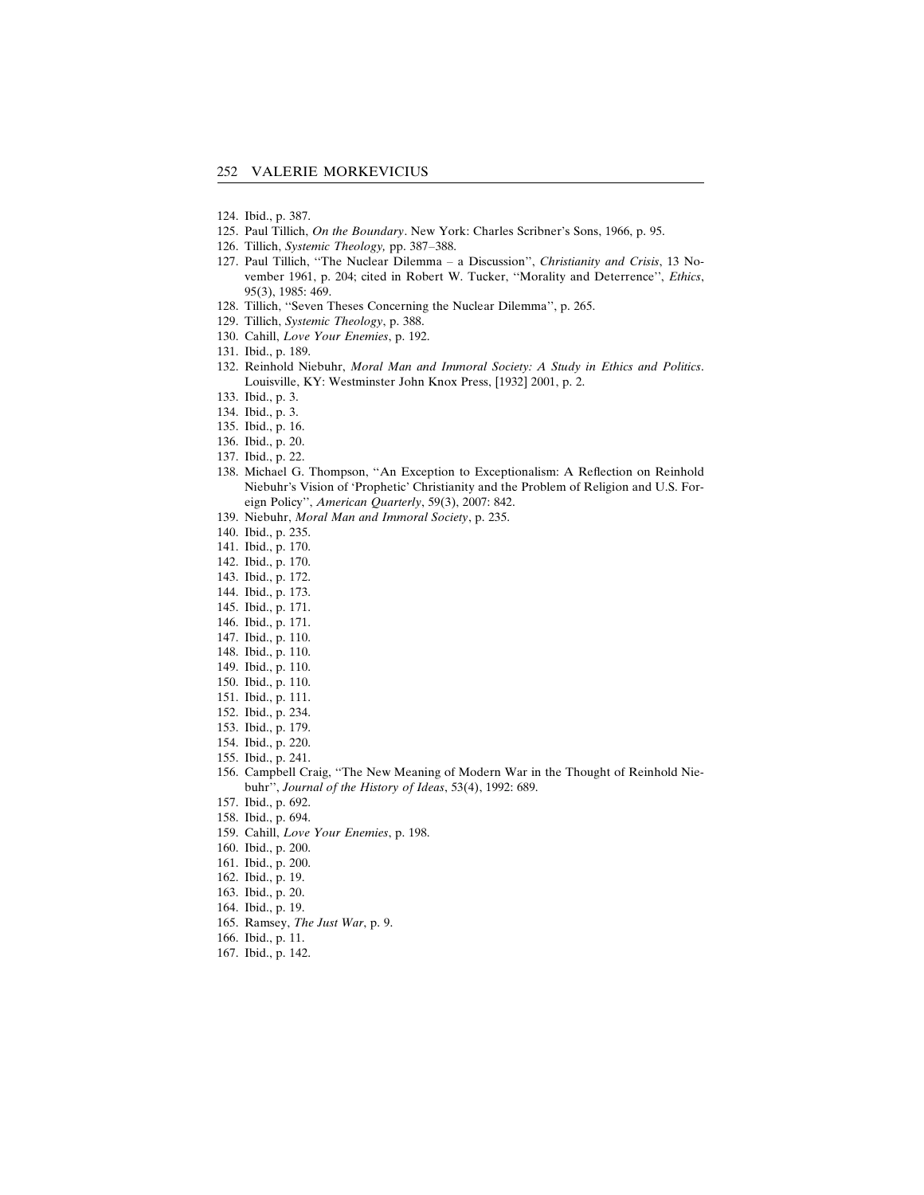124. Ibid., p. 387.
125. Paul Tillich, *On the Boundary*. New York: Charles Scribner's Sons, 1966, p. 95.
126. Tillich, *Systemic Theology,* pp. 387–388.
127. Paul Tillich, ''The Nuclear Dilemma – a Discussion'', *Christianity and Crisis*, 13 November 1961, p. 204; cited in Robert W. Tucker, ''Morality and Deterrence'', *Ethics*, 95(3), 1985: 469.
128. Tillich, ''Seven Theses Concerning the Nuclear Dilemma'', p. 265.
129. Tillich, *Systemic Theology*, p. 388.
130. Cahill, *Love Your Enemies*, p. 192.
131. Ibid., p. 189.
132. Reinhold Niebuhr, *Moral Man and Immoral Society: A Study in Ethics and Politics*. Louisville, KY: Westminster John Knox Press, [1932] 2001, p. 2.
133. Ibid., p. 3.
134. Ibid., p. 3.
135. Ibid., p. 16.
136. Ibid., p. 20.
137. Ibid., p. 22.
138. Michael G. Thompson, ''An Exception to Exceptionalism: A Reflection on Reinhold Niebuhr's Vision of 'Prophetic' Christianity and the Problem of Religion and U.S. Foreign Policy'', *American Quarterly*, 59(3), 2007: 842.
139. Niebuhr, *Moral Man and Immoral Society*, p. 235.
140. Ibid., p. 235.
141. Ibid., p. 170.
142. Ibid., p. 170.
143. Ibid., p. 172.
144. Ibid., p. 173.
145. Ibid., p. 171.
146. Ibid., p. 171.
147. Ibid., p. 110.
148. Ibid., p. 110.
149. Ibid., p. 110.
150. Ibid., p. 110.
151. Ibid., p. 111.
152. Ibid., p. 234.
153. Ibid., p. 179.
154. Ibid., p. 220.
155. Ibid., p. 241.
156. Campbell Craig, ''The New Meaning of Modern War in the Thought of Reinhold Niebuhr'', *Journal of the History of Ideas*, 53(4), 1992: 689.
157. Ibid., p. 692.
158. Ibid., p. 694.
159. Cahill, *Love Your Enemies*, p. 198.
160. Ibid., p. 200.
161. Ibid., p. 200.
162. Ibid., p. 19.
163. Ibid., p. 20.
164. Ibid., p. 19.
165. Ramsey, *The Just War*, p. 9.
166. Ibid., p. 11.
167. Ibid., p. 142.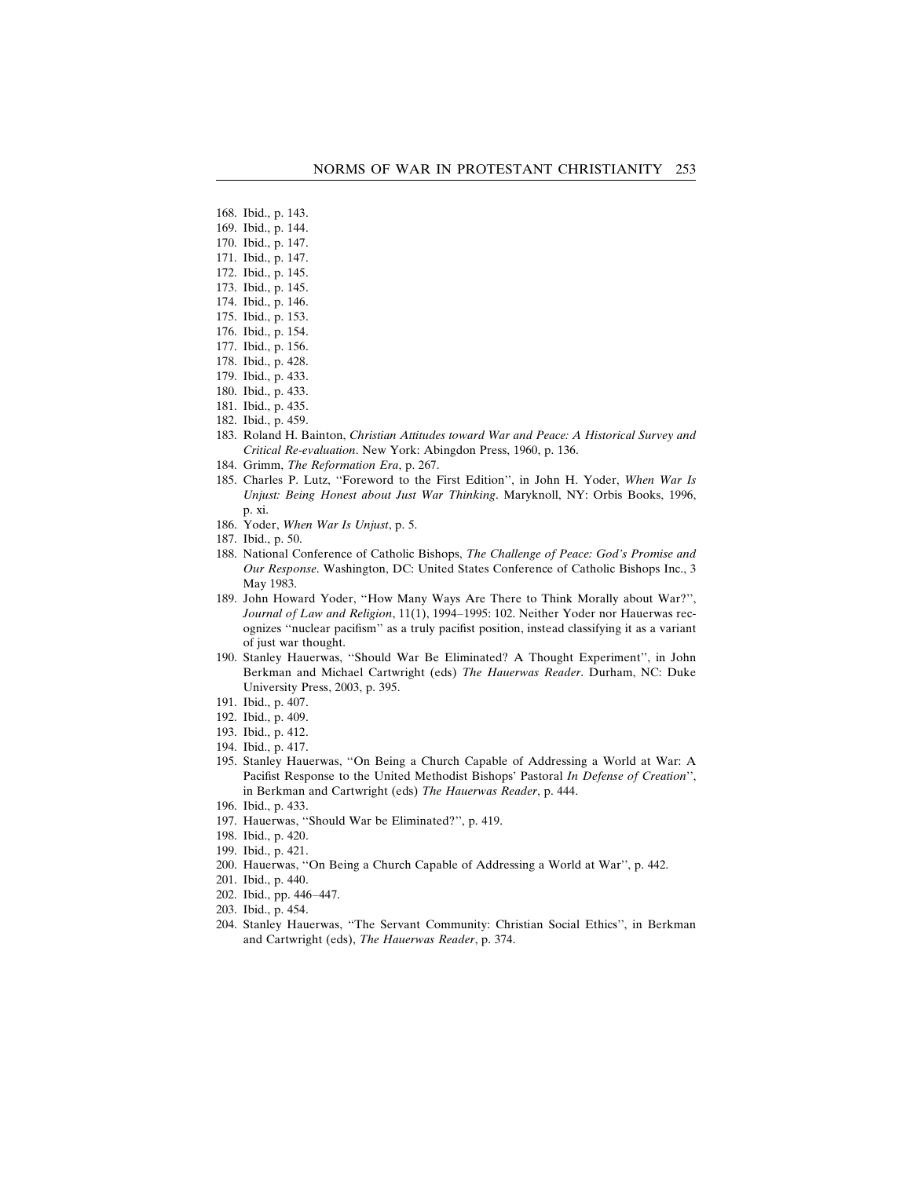168. Ibid., p. 143.
169. Ibid., p. 144.
170. Ibid., p. 147.
171. Ibid., p. 147.
172. Ibid., p. 145.
173. Ibid., p. 145.
174. Ibid., p. 146.
175. Ibid., p. 153.
176. Ibid., p. 154.
177. Ibid., p. 156.
178. Ibid., p. 428.
179. Ibid., p. 433.
180. Ibid., p. 433.
181. Ibid., p. 435.
182. Ibid., p. 459.
183. Roland H. Bainton, *Christian Attitudes toward War and Peace: A Historical Survey and Critical Re-evaluation*. New York: Abingdon Press, 1960, p. 136.
184. Grimm, *The Reformation Era*, p. 267.
185. Charles P. Lutz, ''Foreword to the First Edition'', in John H. Yoder, *When War Is Unjust: Being Honest about Just War Thinking*. Maryknoll, NY: Orbis Books, 1996, p. xi.
186. Yoder, *When War Is Unjust*, p. 5.
187. Ibid., p. 50.
188. National Conference of Catholic Bishops, *The Challenge of Peace: God's Promise and Our Response*. Washington, DC: United States Conference of Catholic Bishops Inc., 3 May 1983.
189. John Howard Yoder, ''How Many Ways Are There to Think Morally about War?'', *Journal of Law and Religion*, 11(1), 1994–1995: 102. Neither Yoder nor Hauerwas recognizes ''nuclear pacifism'' as a truly pacifist position, instead classifying it as a variant of just war thought.
190. Stanley Hauerwas, ''Should War Be Eliminated? A Thought Experiment'', in John Berkman and Michael Cartwright (eds) *The Hauerwas Reader*. Durham, NC: Duke University Press, 2003, p. 395.
191. Ibid., p. 407.
192. Ibid., p. 409.
193. Ibid., p. 412.
194. Ibid., p. 417.
195. Stanley Hauerwas, ''On Being a Church Capable of Addressing a World at War: A Pacifist Response to the United Methodist Bishops' Pastoral *In Defense of Creation*'', in Berkman and Cartwright (eds) *The Hauerwas Reader*, p. 444.
196. Ibid., p. 433.
197. Hauerwas, ''Should War be Eliminated?'', p. 419.
198. Ibid., p. 420.
199. Ibid., p. 421.
200. Hauerwas, ''On Being a Church Capable of Addressing a World at War'', p. 442.
201. Ibid., p. 440.
202. Ibid., pp. 446–447.
203. Ibid., p. 454.
204. Stanley Hauerwas, ''The Servant Community: Christian Social Ethics'', in Berkman and Cartwright (eds), *The Hauerwas Reader*, p. 374.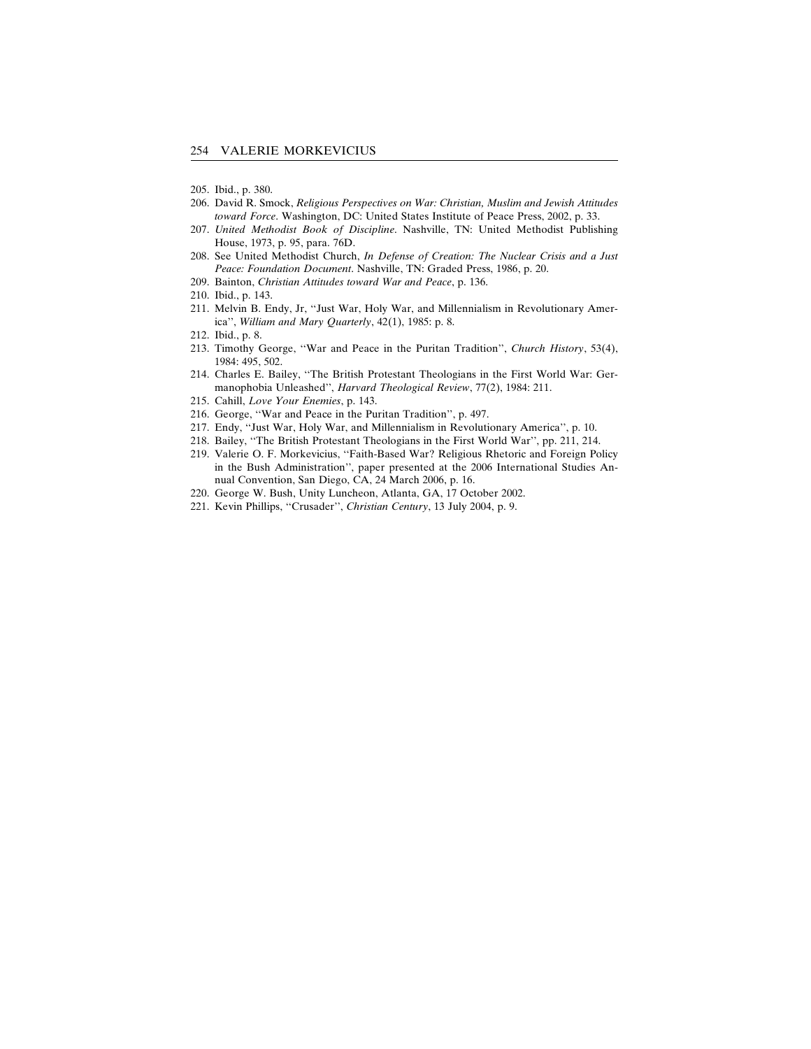205. Ibid., p. 380.
206. David R. Smock, *Religious Perspectives on War: Christian, Muslim and Jewish Attitudes toward Force*. Washington, DC: United States Institute of Peace Press, 2002, p. 33.
207. *United Methodist Book of Discipline*. Nashville, TN: United Methodist Publishing House, 1973, p. 95, para. 76D.
208. See United Methodist Church, *In Defense of Creation: The Nuclear Crisis and a Just Peace: Foundation Document*. Nashville, TN: Graded Press, 1986, p. 20.
209. Bainton, *Christian Attitudes toward War and Peace*, p. 136.
210. Ibid., p. 143.
211. Melvin B. Endy, Jr, ''Just War, Holy War, and Millennialism in Revolutionary America'', *William and Mary Quarterly*, 42(1), 1985: p. 8.
212. Ibid., p. 8.
213. Timothy George, ''War and Peace in the Puritan Tradition'', *Church History*, 53(4), 1984: 495, 502.
214. Charles E. Bailey, ''The British Protestant Theologians in the First World War: Germanophobia Unleashed'', *Harvard Theological Review*, 77(2), 1984: 211.
215. Cahill, *Love Your Enemies*, p. 143.
216. George, ''War and Peace in the Puritan Tradition'', p. 497.
217. Endy, ''Just War, Holy War, and Millennialism in Revolutionary America'', p. 10.
218. Bailey, ''The British Protestant Theologians in the First World War'', pp. 211, 214.
219. Valerie O. F. Morkevicius, ''Faith-Based War? Religious Rhetoric and Foreign Policy in the Bush Administration'', paper presented at the 2006 International Studies Annual Convention, San Diego, CA, 24 March 2006, p. 16.
220. George W. Bush, Unity Luncheon, Atlanta, GA, 17 October 2002.
221. Kevin Phillips, ''Crusader'', *Christian Century*, 13 July 2004, p. 9.